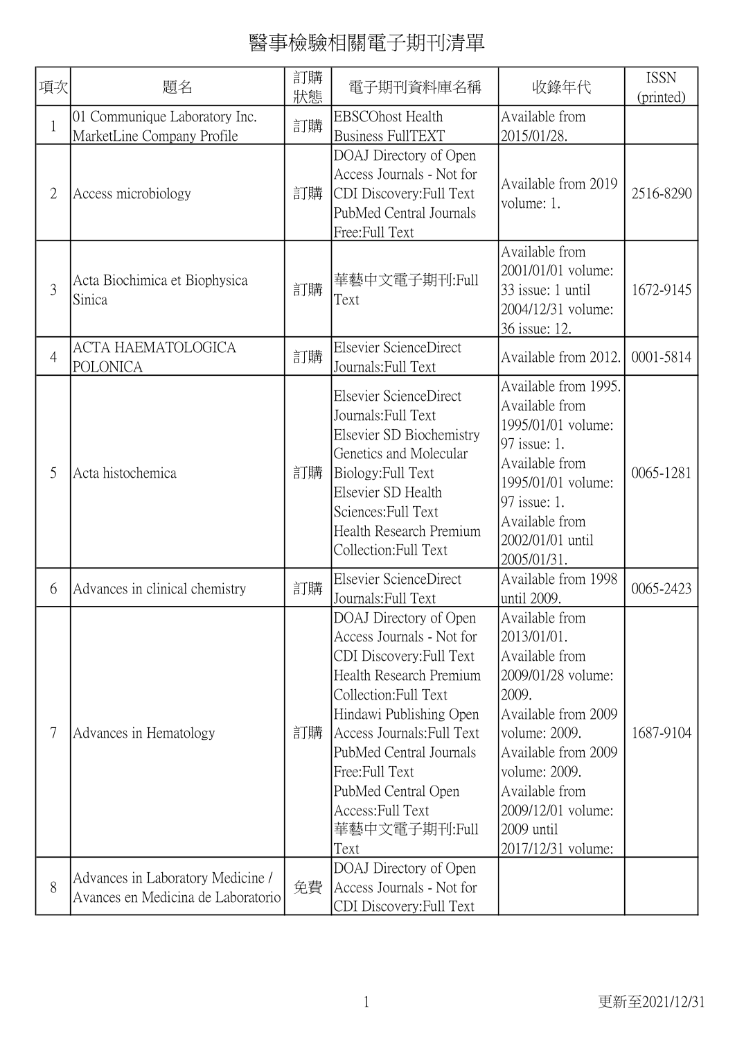# 醫事檢驗相關電子期刊清單

| 項次 | 題名 | 訂購狀態 | 電子期刊資料庫名稱 | 收錄年代 | ISSN (printed) |
|---|---|---|---|---|---|
| 1 | 01 Communique Laboratory Inc. MarketLine Company Profile | 訂購 | EBSCOhost Health Business FullTEXT | Available from 2015/01/28. | |
| 2 | Access microbiology | 訂購 | DOAJ Directory of Open Access Journals - Not for CDI Discovery:Full Text PubMed Central Journals Free:Full Text | Available from 2019 volume: 1. | 2516-8290 |
| 3 | Acta Biochimica et Biophysica Sinica | 訂購 | 華藝中文電子期刊:Full Text | Available from 2001/01/01 volume: 33 issue: 1 until 2004/12/31 volume: 36 issue: 12. | 1672-9145 |
| 4 | ACTA HAEMATOLOGICA POLONICA | 訂購 | Elsevier ScienceDirect Journals:Full Text | Available from 2012. | 0001-5814 |
| 5 | Acta histochemica | 訂購 | Elsevier ScienceDirect Journals:Full Text Elsevier SD Biochemistry Genetics and Molecular Biology:Full Text Elsevier SD Health Sciences:Full Text Health Research Premium Collection:Full Text | Available from 1995. Available from 1995/01/01 volume: 97 issue: 1. Available from 1995/01/01 volume: 97 issue: 1. Available from 2002/01/01 until 2005/01/31. | 0065-1281 |
| 6 | Advances in clinical chemistry | 訂購 | Elsevier ScienceDirect Journals:Full Text | Available from 1998 until 2009. | 0065-2423 |
| 7 | Advances in Hematology | 訂購 | DOAJ Directory of Open Access Journals - Not for CDI Discovery:Full Text Health Research Premium Collection:Full Text Hindawi Publishing Open Access Journals:Full Text PubMed Central Journals Free:Full Text PubMed Central Open Access:Full Text 華藝中文電子期刊:Full Text | Available from 2013/01/01. Available from 2009/01/28 volume: 2009. Available from 2009 volume: 2009. Available from 2009 volume: 2009. Available from 2009/12/01 volume: 2009 until 2017/12/31 volume: | 1687-9104 |
| 8 | Advances in Laboratory Medicine / Avances en Medicina de Laboratorio | 免費 | DOAJ Directory of Open Access Journals - Not for CDI Discovery:Full Text | | |

更新至2021/12/31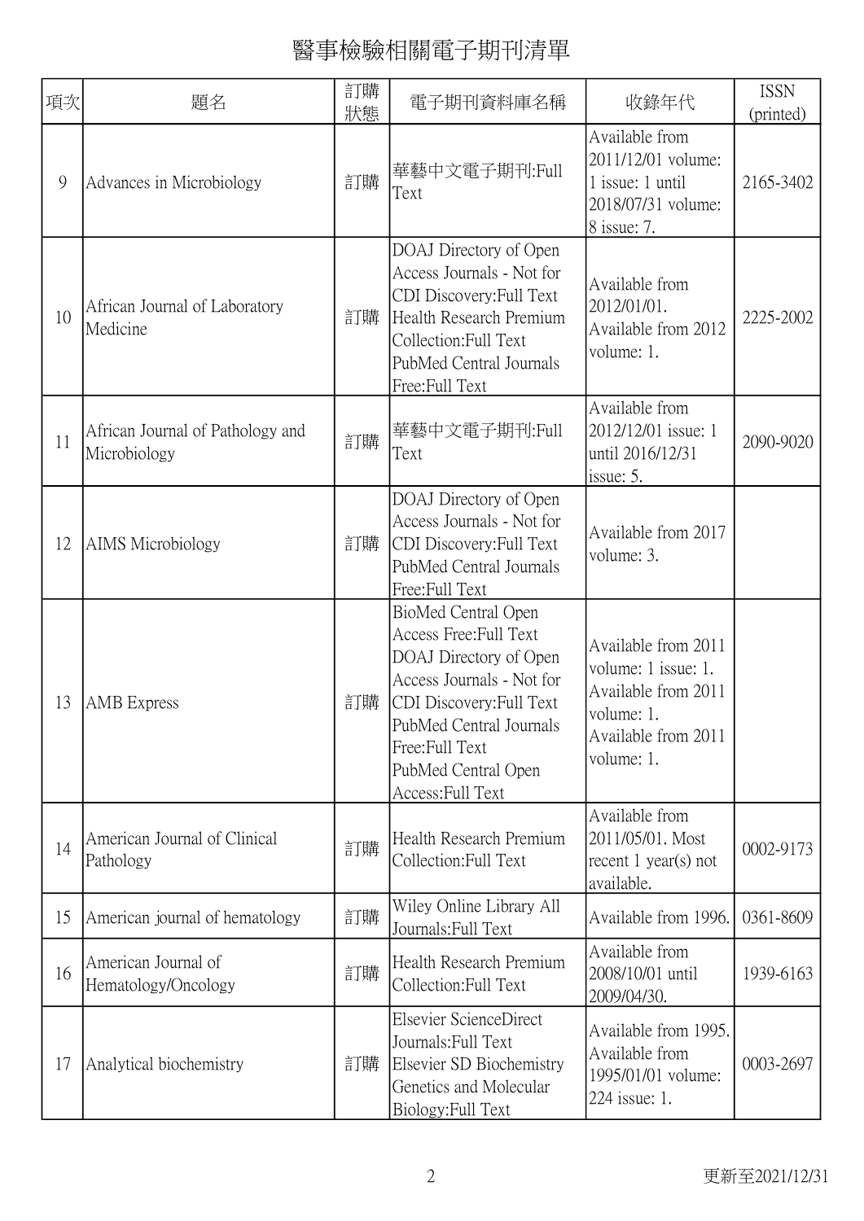# 醫事檢驗相關電子期刊清單

| 項次 | 題名 | 訂購狀態 | 電子期刊資料庫名稱 | 收錄年代 | ISSN (printed) |
|---|---|---|---|---|---|
| 9 | Advances in Microbiology | 訂購 | 華藝中文電子期刊:Full Text | Available from 2011/12/01 volume: 1 issue: 1 until 2018/07/31 volume: 8 issue: 7. | 2165-3402 |
| 10 | African Journal of Laboratory Medicine | 訂購 | DOAJ Directory of Open Access Journals - Not for CDI Discovery:Full Text<br>Health Research Premium Collection:Full Text<br>PubMed Central Journals Free:Full Text | Available from 2012/01/01.<br>Available from 2012 volume: 1. | 2225-2002 |
| 11 | African Journal of Pathology and Microbiology | 訂購 | 華藝中文電子期刊:Full Text | Available from 2012/12/01 issue: 1 until 2016/12/31 issue: 5. | 2090-9020 |
| 12 | AIMS Microbiology | 訂購 | DOAJ Directory of Open Access Journals - Not for CDI Discovery:Full Text<br>PubMed Central Journals Free:Full Text | Available from 2017 volume: 3. | |
| 13 | AMB Express | 訂購 | BioMed Central Open Access Free:Full Text<br>DOAJ Directory of Open Access Journals - Not for CDI Discovery:Full Text<br>PubMed Central Journals Free:Full Text<br>PubMed Central Open Access:Full Text | Available from 2011 volume: 1 issue: 1.<br>Available from 2011 volume: 1.<br>Available from 2011 volume: 1. | |
| 14 | American Journal of Clinical Pathology | 訂購 | Health Research Premium Collection:Full Text | Available from 2011/05/01. Most recent 1 year(s) not available. | 0002-9173 |
| 15 | American journal of hematology | 訂購 | Wiley Online Library All Journals:Full Text | Available from 1996. | 0361-8609 |
| 16 | American Journal of Hematology/Oncology | 訂購 | Health Research Premium Collection:Full Text | Available from 2008/10/01 until 2009/04/30. | 1939-6163 |
| 17 | Analytical biochemistry | 訂購 | Elsevier ScienceDirect Journals:Full Text<br>Elsevier SD Biochemistry Genetics and Molecular Biology:Full Text | Available from 1995.<br>Available from 1995/01/01 volume: 224 issue: 1. | 0003-2697 |

更新至2021/12/31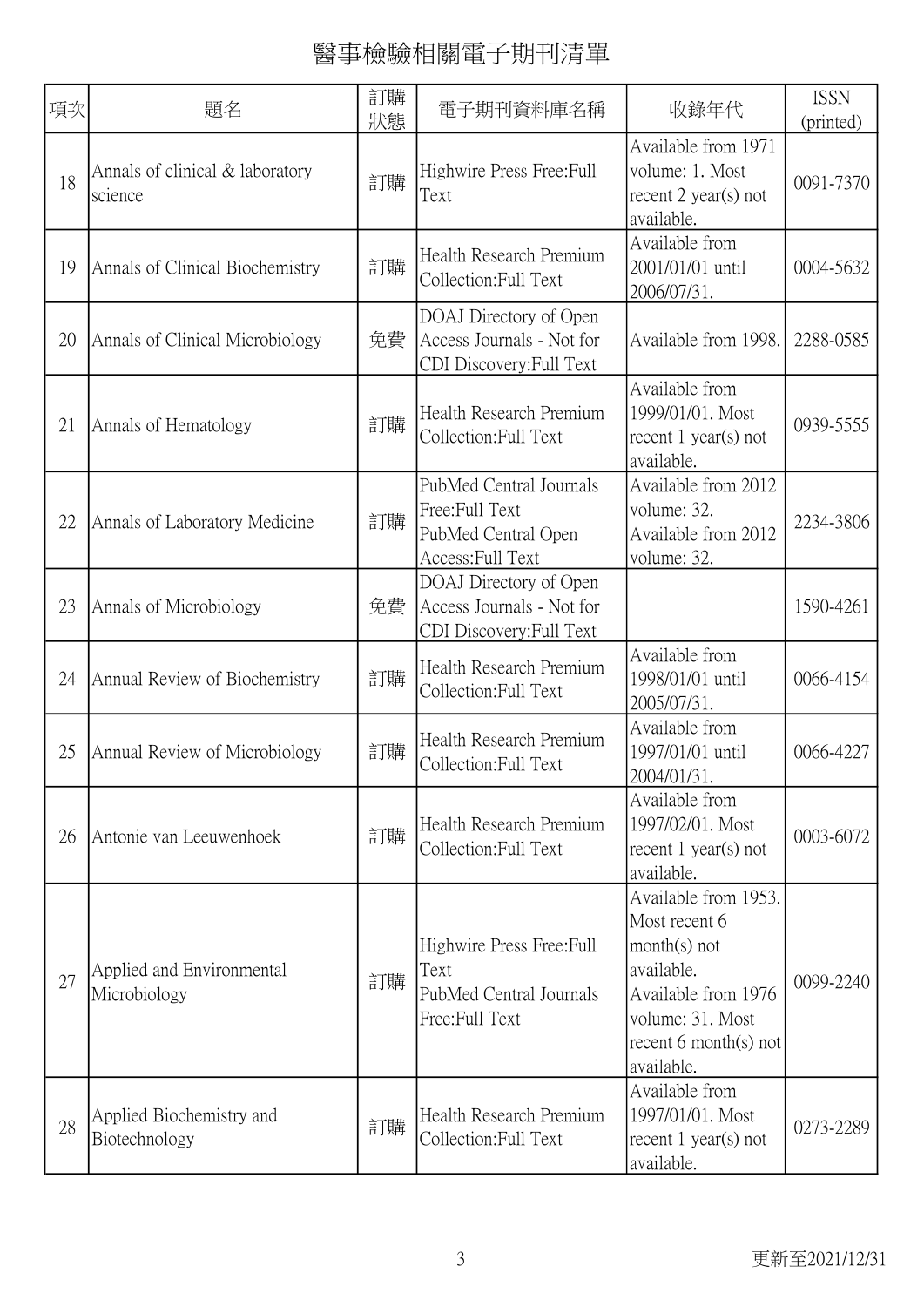# 醫事檢驗相關電子期刊清單

| 項次 | 題名 | 訂購狀態 | 電子期刊資料庫名稱 | 收錄年代 | ISSN (printed) |
|---|---|---|---|---|---|
| 18 | Annals of clinical & laboratory science | 訂購 | Highwire Press Free:Full Text | Available from 1971 volume: 1. Most recent 2 year(s) not available. | 0091-7370 |
| 19 | Annals of Clinical Biochemistry | 訂購 | Health Research Premium Collection:Full Text | Available from 2001/01/01 until 2006/07/31. | 0004-5632 |
| 20 | Annals of Clinical Microbiology | 免費 | DOAJ Directory of Open Access Journals - Not for CDI Discovery:Full Text | Available from 1998. | 2288-0585 |
| 21 | Annals of Hematology | 訂購 | Health Research Premium Collection:Full Text | Available from 1999/01/01. Most recent 1 year(s) not available. | 0939-5555 |
| 22 | Annals of Laboratory Medicine | 訂購 | PubMed Central Journals Free:Full Text<br>PubMed Central Open Access:Full Text | Available from 2012 volume: 32.<br>Available from 2012 volume: 32. | 2234-3806 |
| 23 | Annals of Microbiology | 免費 | DOAJ Directory of Open Access Journals - Not for CDI Discovery:Full Text | | 1590-4261 |
| 24 | Annual Review of Biochemistry | 訂購 | Health Research Premium Collection:Full Text | Available from 1998/01/01 until 2005/07/31. | 0066-4154 |
| 25 | Annual Review of Microbiology | 訂購 | Health Research Premium Collection:Full Text | Available from 1997/01/01 until 2004/01/31. | 0066-4227 |
| 26 | Antonie van Leeuwenhoek | 訂購 | Health Research Premium Collection:Full Text | Available from 1997/02/01. Most recent 1 year(s) not available. | 0003-6072 |
| 27 | Applied and Environmental Microbiology | 訂購 | Highwire Press Free:Full Text<br>PubMed Central Journals Free:Full Text | Available from 1953. Most recent 6 month(s) not available.<br>Available from 1976 volume: 31. Most recent 6 month(s) not available. | 0099-2240 |
| 28 | Applied Biochemistry and Biotechnology | 訂購 | Health Research Premium Collection:Full Text | Available from 1997/01/01. Most recent 1 year(s) not available. | 0273-2289 |

更新至2021/12/31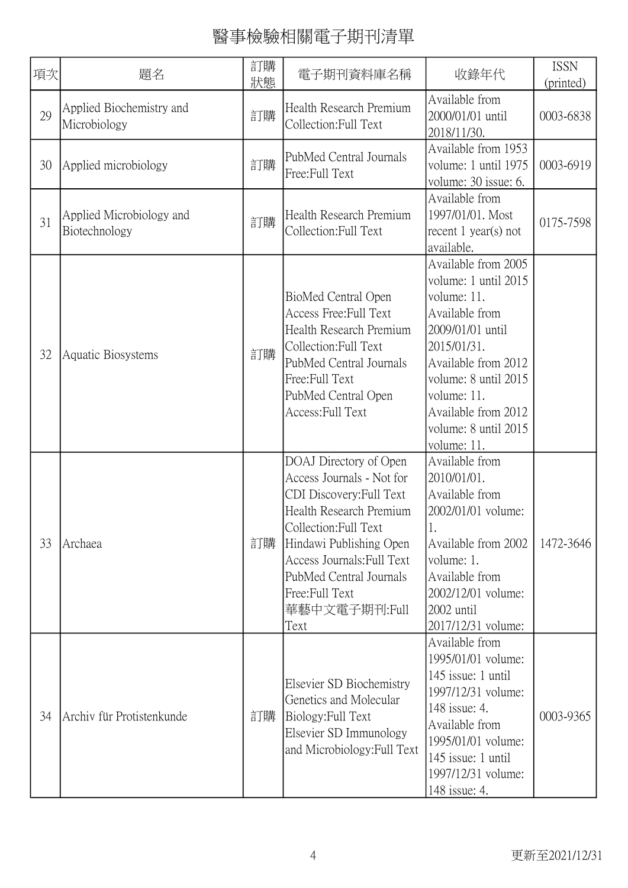# 醫事檢驗相關電子期刊清單

| 項次 | 題名 | 訂購狀態 | 電子期刊資料庫名稱 | 收錄年代 | ISSN (printed) |
|---|---|---|---|---|---|
| 29 | Applied Biochemistry and Microbiology | 訂購 | Health Research Premium Collection:Full Text | Available from 2000/01/01 until 2018/11/30. | 0003-6838 |
| 30 | Applied microbiology | 訂購 | PubMed Central Journals Free:Full Text | Available from 1953 volume: 1 until 1975 volume: 30 issue: 6. | 0003-6919 |
| 31 | Applied Microbiology and Biotechnology | 訂購 | Health Research Premium Collection:Full Text | Available from 1997/01/01. Most recent 1 year(s) not available. | 0175-7598 |
| 32 | Aquatic Biosystems | 訂購 | BioMed Central Open Access Free:Full Text<br>Health Research Premium Collection:Full Text<br>PubMed Central Journals Free:Full Text<br>PubMed Central Open Access:Full Text | Available from 2005 volume: 1 until 2015 volume: 11.<br>Available from 2009/01/01 until 2015/01/31.<br>Available from 2012 volume: 8 until 2015 volume: 11.<br>Available from 2012 volume: 8 until 2015 volume: 11. | |
| 33 | Archaea | 訂購 | DOAJ Directory of Open Access Journals - Not for CDI Discovery:Full Text<br>Health Research Premium Collection:Full Text<br>Hindawi Publishing Open Access Journals:Full Text<br>PubMed Central Journals Free:Full Text<br>華藝中文電子期刊:Full Text | Available from 2010/01/01.<br>Available from 2002/01/01 volume: 1.<br>Available from 2002 volume: 1.<br>Available from 2002/12/01 volume: 2002 until 2017/12/31 volume: | 1472-3646 |
| 34 | Archiv für Protistenkunde | 訂購 | Elsevier SD Biochemistry Genetics and Molecular Biology:Full Text<br>Elsevier SD Immunology and Microbiology:Full Text | Available from 1995/01/01 volume: 145 issue: 1 until 1997/12/31 volume: 148 issue: 4.<br>Available from 1995/01/01 volume: 145 issue: 1 until 1997/12/31 volume: 148 issue: 4. | 0003-9365 |

更新至2021/12/31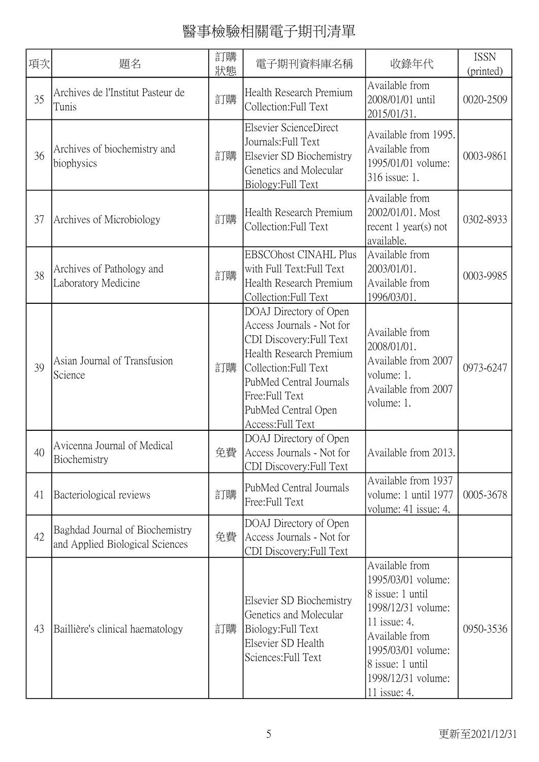# 醫事檢驗相關電子期刊清單

| 項次 | 題名 | 訂購狀態 | 電子期刊資料庫名稱 | 收錄年代 | ISSN (printed) |
|---|---|---|---|---|---|
| 35 | Archives de l'Institut Pasteur de Tunis | 訂購 | Health Research Premium Collection:Full Text | Available from 2008/01/01 until 2015/01/31. | 0020-2509 |
| 36 | Archives of biochemistry and biophysics | 訂購 | Elsevier ScienceDirect Journals:Full Text<br>Elsevier SD Biochemistry Genetics and Molecular Biology:Full Text | Available from 1995.<br>Available from 1995/01/01 volume: 316 issue: 1. | 0003-9861 |
| 37 | Archives of Microbiology | 訂購 | Health Research Premium Collection:Full Text | Available from 2002/01/01. Most recent 1 year(s) not available. | 0302-8933 |
| 38 | Archives of Pathology and Laboratory Medicine | 訂購 | EBSCOhost CINAHL Plus with Full Text:Full Text<br>Health Research Premium Collection:Full Text | Available from 2003/01/01.<br>Available from 1996/03/01. | 0003-9985 |
| 39 | Asian Journal of Transfusion Science | 訂購 | DOAJ Directory of Open Access Journals - Not for CDI Discovery:Full Text<br>Health Research Premium Collection:Full Text<br>PubMed Central Journals Free:Full Text<br>PubMed Central Open Access:Full Text | Available from 2008/01/01.<br>Available from 2007 volume: 1.<br>Available from 2007 volume: 1. | 0973-6247 |
| 40 | Avicenna Journal of Medical Biochemistry | 免費 | DOAJ Directory of Open Access Journals - Not for CDI Discovery:Full Text | Available from 2013. | |
| 41 | Bacteriological reviews | 訂購 | PubMed Central Journals Free:Full Text | Available from 1937 volume: 1 until 1977 volume: 41 issue: 4. | 0005-3678 |
| 42 | Baghdad Journal of Biochemistry and Applied Biological Sciences | 免費 | DOAJ Directory of Open Access Journals - Not for CDI Discovery:Full Text | | |
| 43 | Baillière's clinical haematology | 訂購 | Elsevier SD Biochemistry Genetics and Molecular Biology:Full Text<br>Elsevier SD Health Sciences:Full Text | Available from 1995/03/01 volume: 8 issue: 1 until 1998/12/31 volume: 11 issue: 4.<br>Available from 1995/03/01 volume: 8 issue: 1 until 1998/12/31 volume: 11 issue: 4. | 0950-3536 |

更新至2021/12/31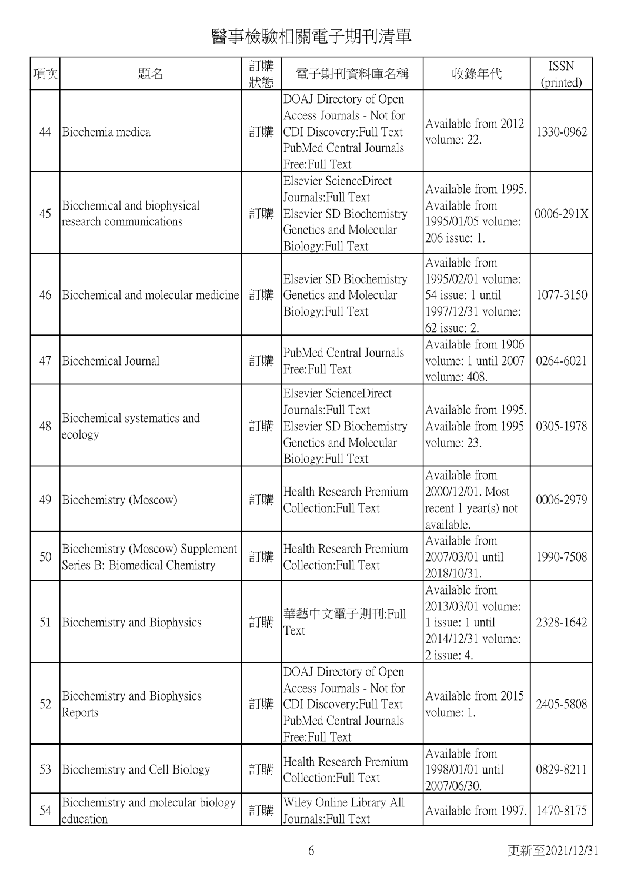# 醫事檢驗相關電子期刊清單

| 項次 | 題名 | 訂購狀態 | 電子期刊資料庫名稱 | 收錄年代 | ISSN (printed) |
| --- | --- | --- | --- | --- | --- |
| 44 | Biochemia medica | 訂購 | DOAJ Directory of Open Access Journals - Not for CDI Discovery:Full Text PubMed Central Journals Free:Full Text | Available from 2012 volume: 22. | 1330-0962 |
| 45 | Biochemical and biophysical research communications | 訂購 | Elsevier ScienceDirect Journals:Full Text Elsevier SD Biochemistry Genetics and Molecular Biology:Full Text | Available from 1995. Available from 1995/01/05 volume: 206 issue: 1. | 0006-291X |
| 46 | Biochemical and molecular medicine | 訂購 | Elsevier SD Biochemistry Genetics and Molecular Biology:Full Text | Available from 1995/02/01 volume: 54 issue: 1 until 1997/12/31 volume: 62 issue: 2. | 1077-3150 |
| 47 | Biochemical Journal | 訂購 | PubMed Central Journals Free:Full Text | Available from 1906 volume: 1 until 2007 volume: 408. | 0264-6021 |
| 48 | Biochemical systematics and ecology | 訂購 | Elsevier ScienceDirect Journals:Full Text Elsevier SD Biochemistry Genetics and Molecular Biology:Full Text | Available from 1995. Available from 1995 volume: 23. | 0305-1978 |
| 49 | Biochemistry (Moscow) | 訂購 | Health Research Premium Collection:Full Text | Available from 2000/12/01. Most recent 1 year(s) not available. | 0006-2979 |
| 50 | Biochemistry (Moscow) Supplement Series B: Biomedical Chemistry | 訂購 | Health Research Premium Collection:Full Text | Available from 2007/03/01 until 2018/10/31. | 1990-7508 |
| 51 | Biochemistry and Biophysics | 訂購 | 華藝中文電子期刊:Full Text | Available from 2013/03/01 volume: 1 issue: 1 until 2014/12/31 volume: 2 issue: 4. | 2328-1642 |
| 52 | Biochemistry and Biophysics Reports | 訂購 | DOAJ Directory of Open Access Journals - Not for CDI Discovery:Full Text PubMed Central Journals Free:Full Text | Available from 2015 volume: 1. | 2405-5808 |
| 53 | Biochemistry and Cell Biology | 訂購 | Health Research Premium Collection:Full Text | Available from 1998/01/01 until 2007/06/30. | 0829-8211 |
| 54 | Biochemistry and molecular biology education | 訂購 | Wiley Online Library All Journals:Full Text | Available from 1997. | 1470-8175 |

更新至2021/12/31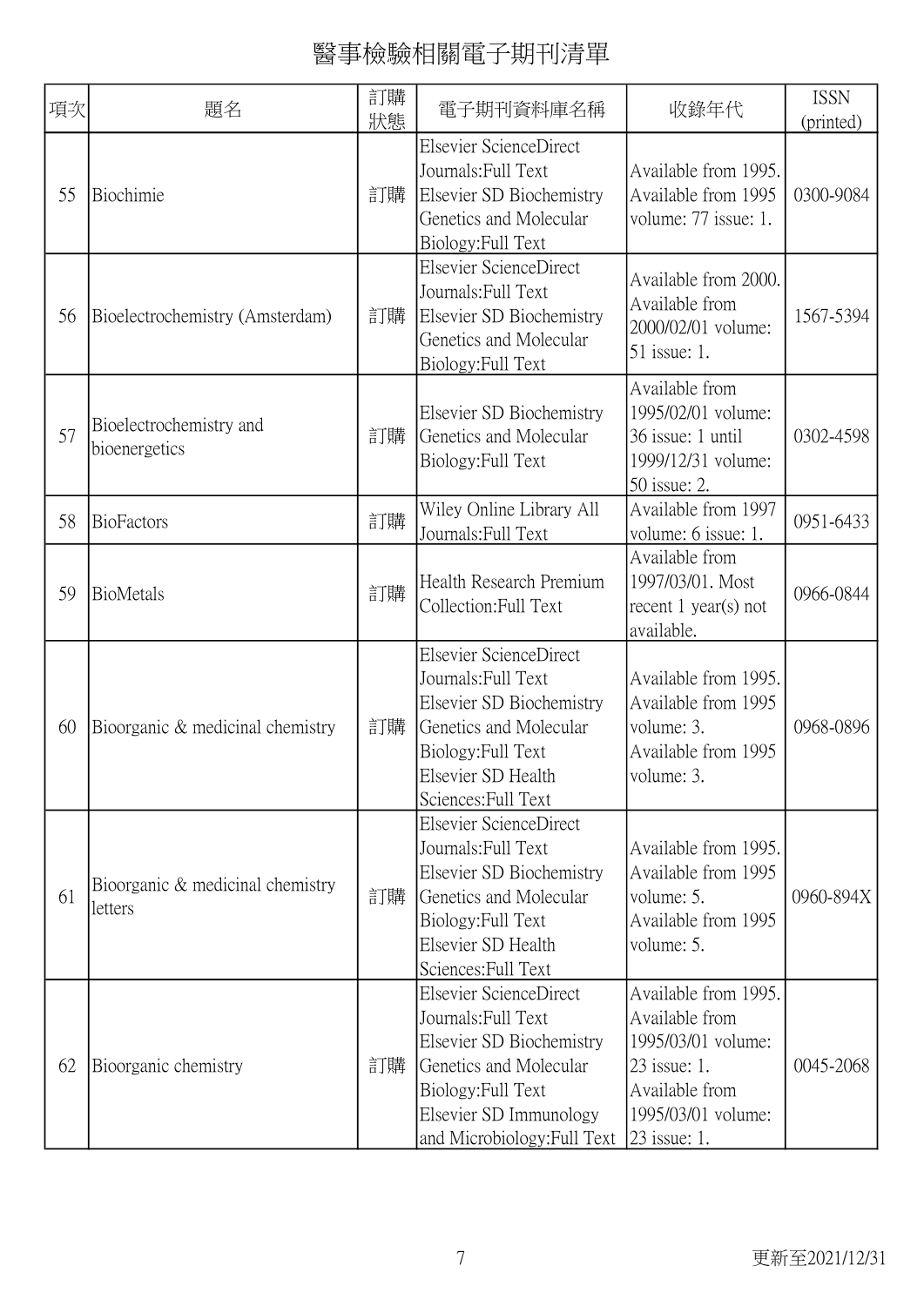# 醫事檢驗相關電子期刊清單

| 項次 | 題名 | 訂購狀態 | 電子期刊資料庫名稱 | 收錄年代 | ISSN (printed) |
|---|---|---|---|---|---|
| 55 | Biochimie | 訂購 | Elsevier ScienceDirect Journals:Full Text<br>Elsevier SD Biochemistry Genetics and Molecular Biology:Full Text | Available from 1995.<br>Available from 1995 volume: 77 issue: 1. | 0300-9084 |
| 56 | Bioelectrochemistry (Amsterdam) | 訂購 | Elsevier ScienceDirect Journals:Full Text<br>Elsevier SD Biochemistry Genetics and Molecular Biology:Full Text | Available from 2000.<br>Available from 2000/02/01 volume: 51 issue: 1. | 1567-5394 |
| 57 | Bioelectrochemistry and bioenergetics | 訂購 | Elsevier SD Biochemistry Genetics and Molecular Biology:Full Text | Available from 1995/02/01 volume: 36 issue: 1 until 1999/12/31 volume: 50 issue: 2. | 0302-4598 |
| 58 | BioFactors | 訂購 | Wiley Online Library All Journals:Full Text | Available from 1997 volume: 6 issue: 1. | 0951-6433 |
| 59 | BioMetals | 訂購 | Health Research Premium Collection:Full Text | Available from 1997/03/01. Most recent 1 year(s) not available. | 0966-0844 |
| 60 | Bioorganic & medicinal chemistry | 訂購 | Elsevier ScienceDirect Journals:Full Text<br>Elsevier SD Biochemistry Genetics and Molecular Biology:Full Text<br>Elsevier SD Health Sciences:Full Text | Available from 1995.<br>Available from 1995 volume: 3.<br>Available from 1995 volume: 3. | 0968-0896 |
| 61 | Bioorganic & medicinal chemistry letters | 訂購 | Elsevier ScienceDirect Journals:Full Text<br>Elsevier SD Biochemistry Genetics and Molecular Biology:Full Text<br>Elsevier SD Health Sciences:Full Text | Available from 1995.<br>Available from 1995 volume: 5.<br>Available from 1995 volume: 5. | 0960-894X |
| 62 | Bioorganic chemistry | 訂購 | Elsevier ScienceDirect Journals:Full Text<br>Elsevier SD Biochemistry Genetics and Molecular Biology:Full Text<br>Elsevier SD Immunology and Microbiology:Full Text | Available from 1995.<br>Available from 1995/03/01 volume: 23 issue: 1.<br>Available from 1995/03/01 volume: 23 issue: 1. | 0045-2068 |

更新至2021/12/31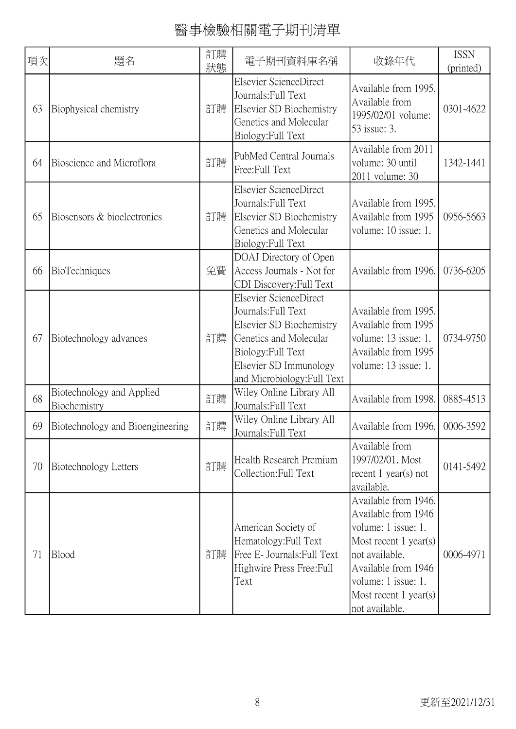# 醫事檢驗相關電子期刊清單

| 項次 | 題名 | 訂購狀態 | 電子期刊資料庫名稱 | 收錄年代 | ISSN (printed) |
|---|---|---|---|---|---|
| 63 | Biophysical chemistry | 訂購 | Elsevier ScienceDirect Journals:Full Text<br>Elsevier SD Biochemistry Genetics and Molecular Biology:Full Text | Available from 1995.<br>Available from 1995/02/01 volume: 53 issue: 3. | 0301-4622 |
| 64 | Bioscience and Microflora | 訂購 | PubMed Central Journals Free:Full Text | Available from 2011 volume: 30 until 2011 volume: 30 | 1342-1441 |
| 65 | Biosensors & bioelectronics | 訂購 | Elsevier ScienceDirect Journals:Full Text<br>Elsevier SD Biochemistry Genetics and Molecular Biology:Full Text | Available from 1995.<br>Available from 1995 volume: 10 issue: 1. | 0956-5663 |
| 66 | BioTechniques | 免費 | DOAJ Directory of Open Access Journals - Not for CDI Discovery:Full Text | Available from 1996. | 0736-6205 |
| 67 | Biotechnology advances | 訂購 | Elsevier ScienceDirect Journals:Full Text<br>Elsevier SD Biochemistry Genetics and Molecular Biology:Full Text<br>Elsevier SD Immunology and Microbiology:Full Text | Available from 1995.<br>Available from 1995 volume: 13 issue: 1.<br>Available from 1995 volume: 13 issue: 1. | 0734-9750 |
| 68 | Biotechnology and Applied Biochemistry | 訂購 | Wiley Online Library All Journals:Full Text | Available from 1998. | 0885-4513 |
| 69 | Biotechnology and Bioengineering | 訂購 | Wiley Online Library All Journals:Full Text | Available from 1996. | 0006-3592 |
| 70 | Biotechnology Letters | 訂購 | Health Research Premium Collection:Full Text | Available from 1997/02/01. Most recent 1 year(s) not available. | 0141-5492 |
| 71 | Blood | 訂購 | American Society of Hematology:Full Text<br>Free E- Journals:Full Text<br>Highwire Press Free:Full Text | Available from 1946.<br>Available from 1946 volume: 1 issue: 1. Most recent 1 year(s) not available.<br>Available from 1946 volume: 1 issue: 1. Most recent 1 year(s) not available. | 0006-4971 |

更新至2021/12/31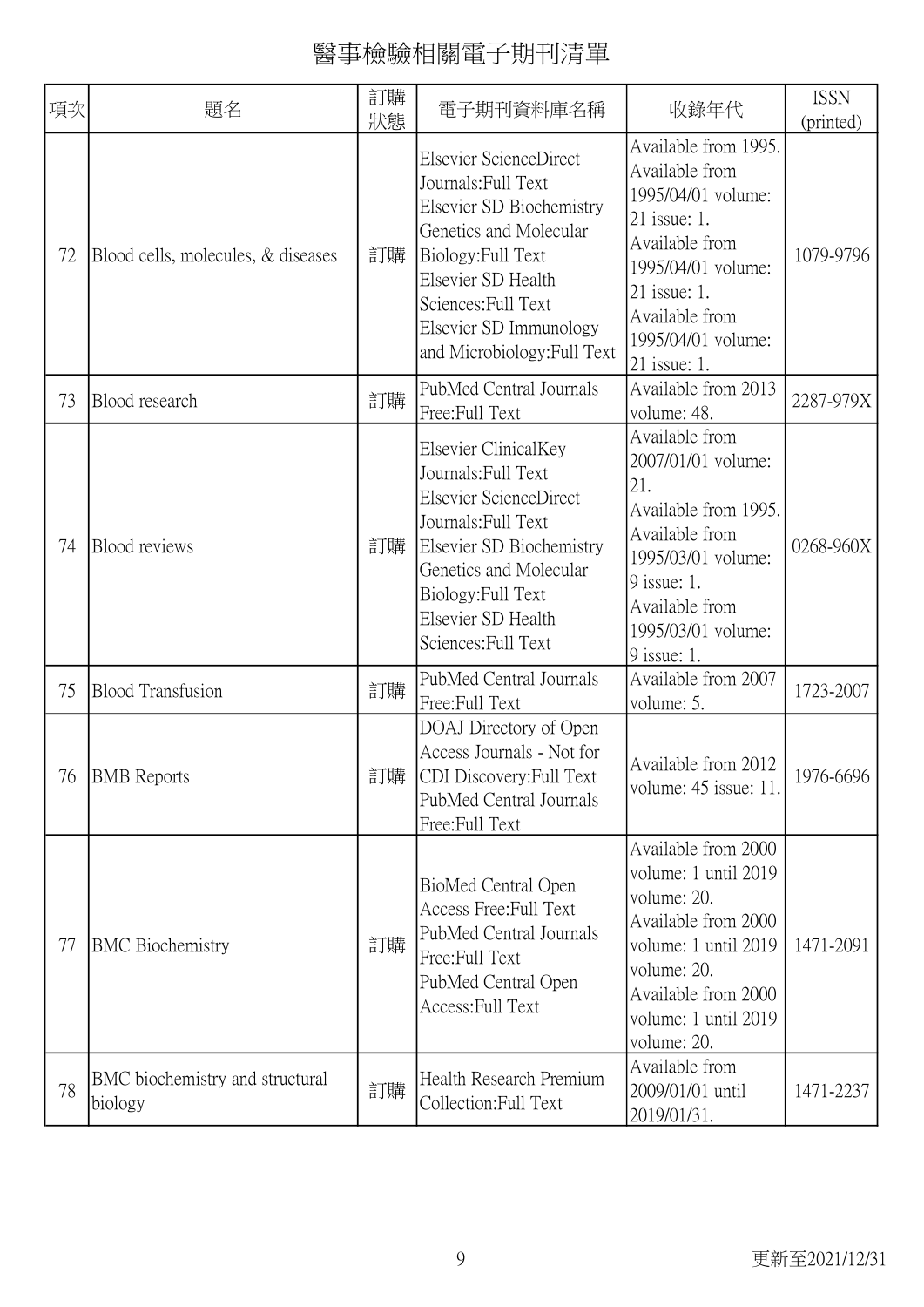# 醫事檢驗相關電子期刊清單

| 項次 | 題名 | 訂購狀態 | 電子期刊資料庫名稱 | 收錄年代 | ISSN (printed) |
|---|---|---|---|---|---|
| 72 | Blood cells, molecules, & diseases | 訂購 | Elsevier ScienceDirect Journals:Full Text<br>Elsevier SD Biochemistry Genetics and Molecular Biology:Full Text<br>Elsevier SD Health Sciences:Full Text<br>Elsevier SD Immunology and Microbiology:Full Text | Available from 1995.<br>Available from 1995/04/01 volume: 21 issue: 1.<br>Available from 1995/04/01 volume: 21 issue: 1.<br>Available from 1995/04/01 volume: 21 issue: 1. | 1079-9796 |
| 73 | Blood research | 訂購 | PubMed Central Journals Free:Full Text | Available from 2013 volume: 48. | 2287-979X |
| 74 | Blood reviews | 訂購 | Elsevier ClinicalKey Journals:Full Text<br>Elsevier ScienceDirect Journals:Full Text<br>Elsevier SD Biochemistry Genetics and Molecular Biology:Full Text<br>Elsevier SD Health Sciences:Full Text | Available from 2007/01/01 volume: 21.<br>Available from 1995.<br>Available from 1995/03/01 volume: 9 issue: 1.<br>Available from 1995/03/01 volume: 9 issue: 1. | 0268-960X |
| 75 | Blood Transfusion | 訂購 | PubMed Central Journals Free:Full Text | Available from 2007 volume: 5. | 1723-2007 |
| 76 | BMB Reports | 訂購 | DOAJ Directory of Open Access Journals - Not for CDI Discovery:Full Text<br>PubMed Central Journals Free:Full Text | Available from 2012 volume: 45 issue: 11. | 1976-6696 |
| 77 | BMC Biochemistry | 訂購 | BioMed Central Open Access Free:Full Text<br>PubMed Central Journals Free:Full Text<br>PubMed Central Open Access:Full Text | Available from 2000 volume: 1 until 2019 volume: 20.<br>Available from 2000 volume: 1 until 2019 volume: 20.<br>Available from 2000 volume: 1 until 2019 volume: 20. | 1471-2091 |
| 78 | BMC biochemistry and structural biology | 訂購 | Health Research Premium Collection:Full Text | Available from 2009/01/01 until 2019/01/31. | 1471-2237 |

更新至2021/12/31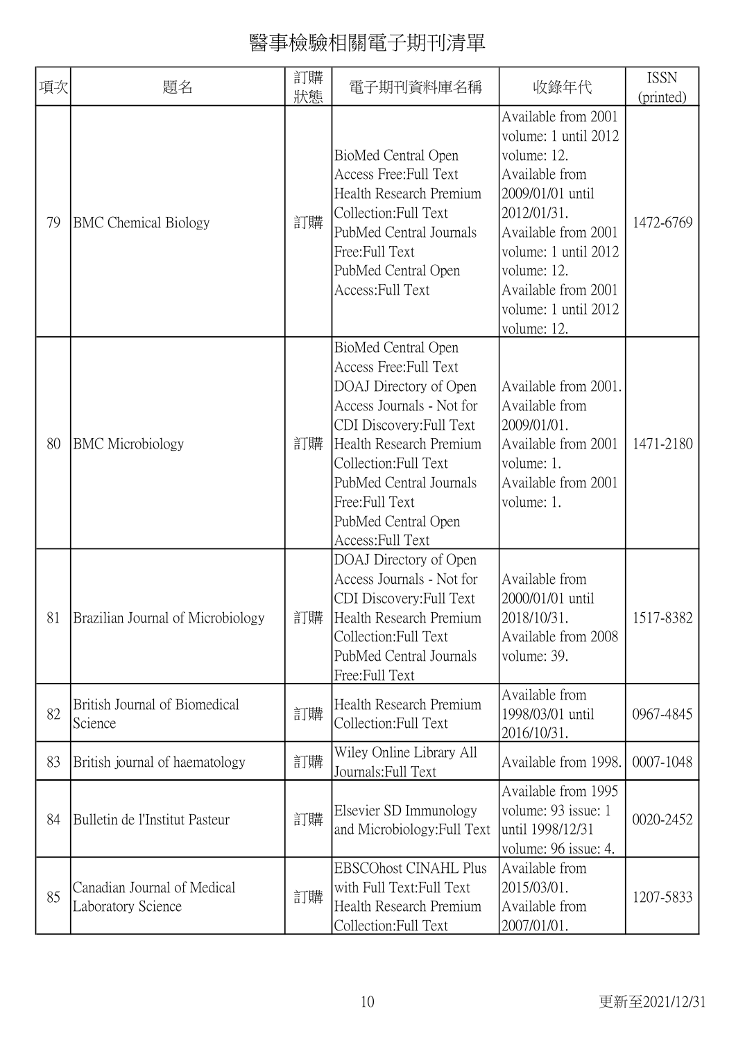# 醫事檢驗相關電子期刊清單

| 項次 | 題名 | 訂購狀態 | 電子期刊資料庫名稱 | 收錄年代 | ISSN (printed) |
|---|---|---|---|---|---|
| 79 | BMC Chemical Biology | 訂購 | BioMed Central Open Access Free:Full Text<br>Health Research Premium Collection:Full Text<br>PubMed Central Journals Free:Full Text<br>PubMed Central Open Access:Full Text | Available from 2001 volume: 1 until 2012 volume: 12.<br>Available from 2009/01/01 until 2012/01/31.<br>Available from 2001 volume: 1 until 2012 volume: 12.<br>Available from 2001 volume: 1 until 2012 volume: 12. | 1472-6769 |
| 80 | BMC Microbiology | 訂購 | BioMed Central Open Access Free:Full Text<br>DOAJ Directory of Open Access Journals - Not for CDI Discovery:Full Text<br>Health Research Premium Collection:Full Text<br>PubMed Central Journals Free:Full Text<br>PubMed Central Open Access:Full Text | Available from 2001.<br>Available from 2009/01/01.<br>Available from 2001 volume: 1.<br>Available from 2001 volume: 1. | 1471-2180 |
| 81 | Brazilian Journal of Microbiology | 訂購 | DOAJ Directory of Open Access Journals - Not for CDI Discovery:Full Text<br>Health Research Premium Collection:Full Text<br>PubMed Central Journals Free:Full Text | Available from 2000/01/01 until 2018/10/31.<br>Available from 2008 volume: 39. | 1517-8382 |
| 82 | British Journal of Biomedical Science | 訂購 | Health Research Premium Collection:Full Text | Available from 1998/03/01 until 2016/10/31. | 0967-4845 |
| 83 | British journal of haematology | 訂購 | Wiley Online Library All Journals:Full Text | Available from 1998. | 0007-1048 |
| 84 | Bulletin de l'Institut Pasteur | 訂購 | Elsevier SD Immunology and Microbiology:Full Text | Available from 1995 volume: 93 issue: 1 until 1998/12/31 volume: 96 issue: 4. | 0020-2452 |
| 85 | Canadian Journal of Medical Laboratory Science | 訂購 | EBSCOhost CINAHL Plus with Full Text:Full Text<br>Health Research Premium Collection:Full Text | Available from 2015/03/01.<br>Available from 2007/01/01. | 1207-5833 |

更新至2021/12/31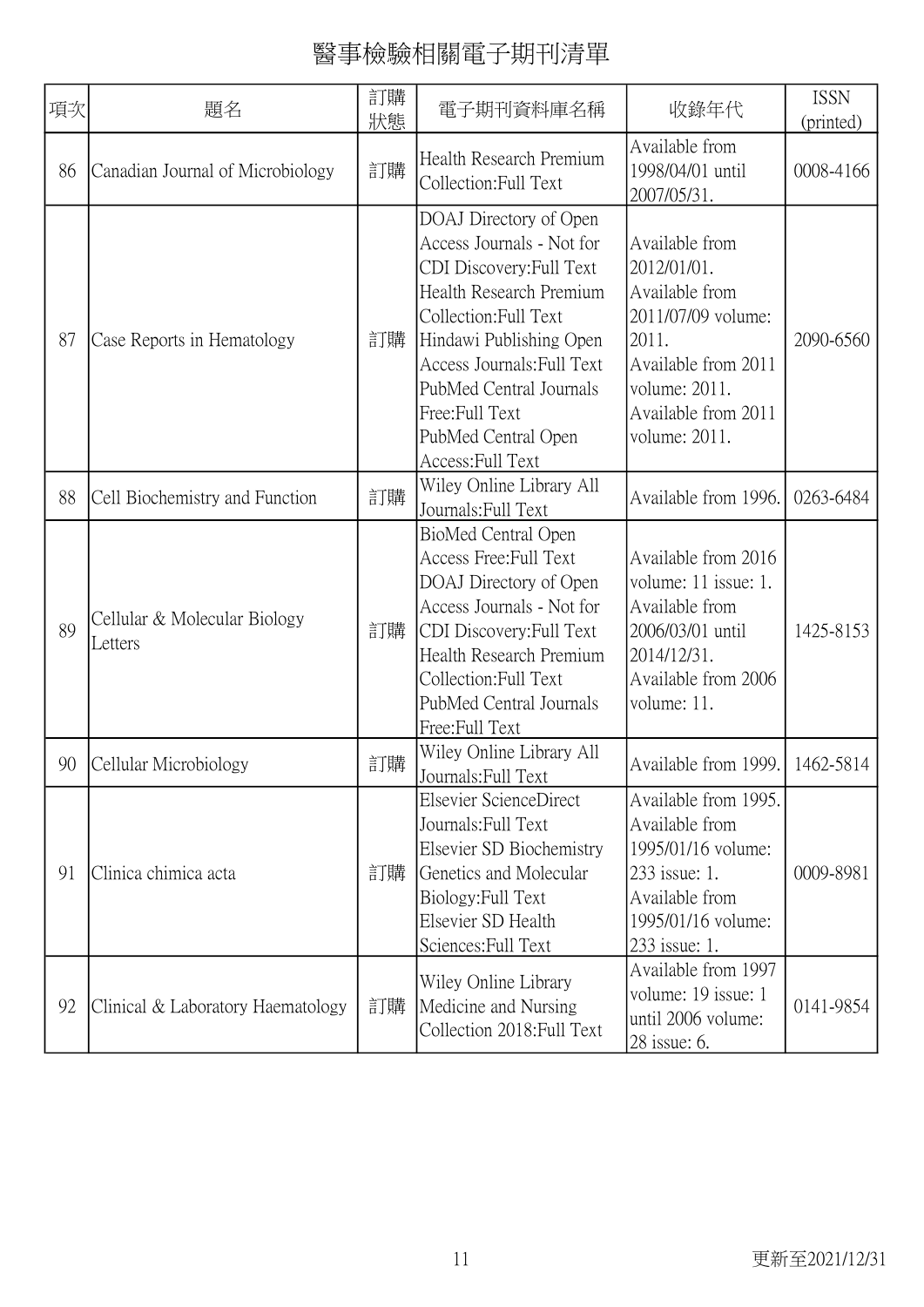# 醫事檢驗相關電子期刊清單

| 項次 | 題名 | 訂購狀態 | 電子期刊資料庫名稱 | 收錄年代 | ISSN (printed) |
|---|---|---|---|---|---|
| 86 | Canadian Journal of Microbiology | 訂購 | Health Research Premium Collection:Full Text | Available from 1998/04/01 until 2007/05/31. | 0008-4166 |
| 87 | Case Reports in Hematology | 訂購 | DOAJ Directory of Open Access Journals - Not for CDI Discovery:Full Text<br>Health Research Premium Collection:Full Text<br>Hindawi Publishing Open Access Journals:Full Text<br>PubMed Central Journals Free:Full Text<br>PubMed Central Open Access:Full Text | Available from 2012/01/01.<br>Available from 2011/07/09 volume: 2011.<br>Available from 2011 volume: 2011.<br>Available from 2011 volume: 2011. | 2090-6560 |
| 88 | Cell Biochemistry and Function | 訂購 | Wiley Online Library All Journals:Full Text | Available from 1996. | 0263-6484 |
| 89 | Cellular & Molecular Biology Letters | 訂購 | BioMed Central Open Access Free:Full Text<br>DOAJ Directory of Open Access Journals - Not for CDI Discovery:Full Text<br>Health Research Premium Collection:Full Text<br>PubMed Central Journals Free:Full Text | Available from 2016 volume: 11 issue: 1.<br>Available from 2006/03/01 until 2014/12/31.<br>Available from 2006 volume: 11. | 1425-8153 |
| 90 | Cellular Microbiology | 訂購 | Wiley Online Library All Journals:Full Text | Available from 1999. | 1462-5814 |
| 91 | Clinica chimica acta | 訂購 | Elsevier ScienceDirect Journals:Full Text<br>Elsevier SD Biochemistry Genetics and Molecular Biology:Full Text<br>Elsevier SD Health Sciences:Full Text | Available from 1995.<br>Available from 1995/01/16 volume: 233 issue: 1.<br>Available from 1995/01/16 volume: 233 issue: 1. | 0009-8981 |
| 92 | Clinical & Laboratory Haematology | 訂購 | Wiley Online Library Medicine and Nursing Collection 2018:Full Text | Available from 1997 volume: 19 issue: 1 until 2006 volume: 28 issue: 6. | 0141-9854 |

更新至2021/12/31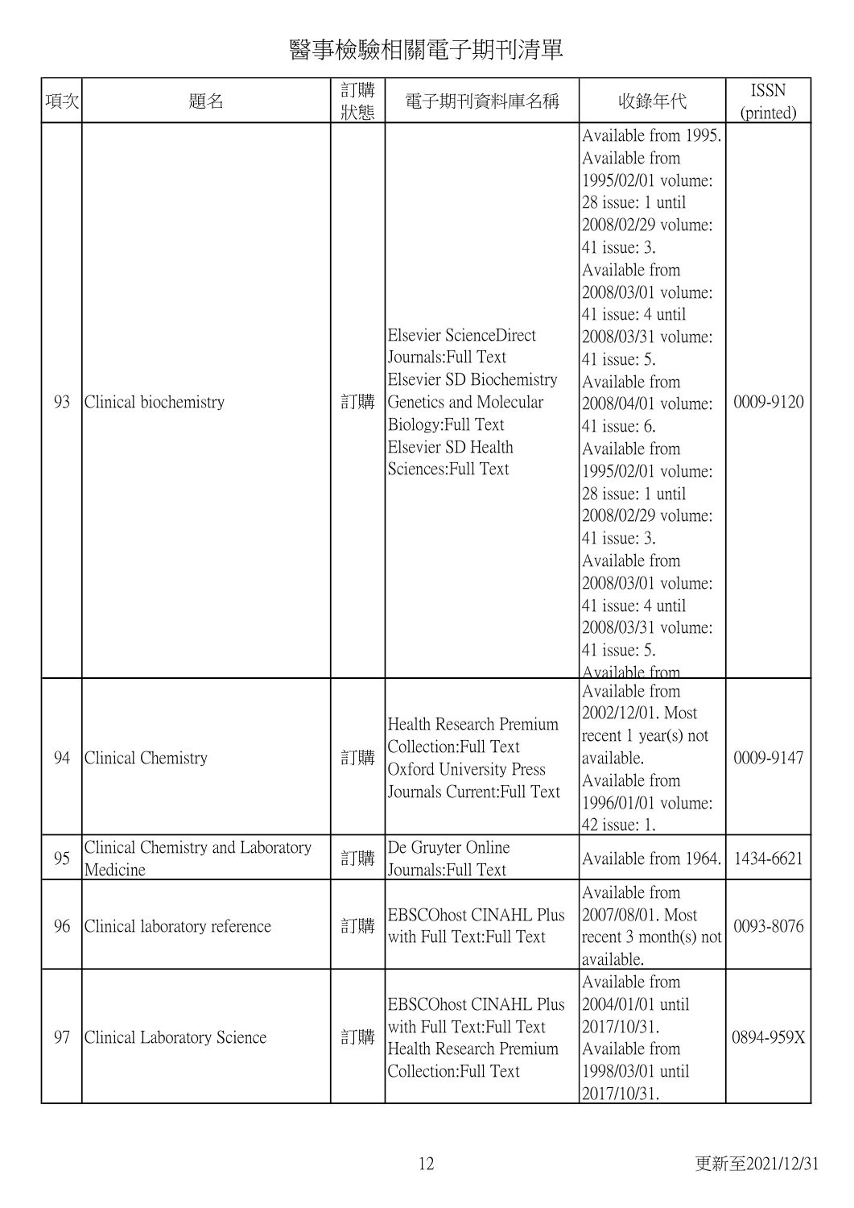# 醫事檢驗相關電子期刊清單

| 項次 | 題名 | 訂購狀態 | 電子期刊資料庫名稱 | 收錄年代 | ISSN (printed) |
|---|---|---|---|---|---|
| 93 | Clinical biochemistry | 訂購 | Elsevier ScienceDirect Journals:Full Text<br>Elsevier SD Biochemistry Genetics and Molecular Biology:Full Text<br>Elsevier SD Health Sciences:Full Text | Available from 1995. Available from 1995/02/01 volume: 28 issue: 1 until 2008/02/29 volume: 41 issue: 3. Available from 2008/03/01 volume: 41 issue: 4 until 2008/03/31 volume: 41 issue: 5. Available from 2008/04/01 volume: 41 issue: 6. Available from 1995/02/01 volume: 28 issue: 1 until 2008/02/29 volume: 41 issue: 3. Available from 2008/03/01 volume: 41 issue: 4 until 2008/03/31 volume: 41 issue: 5. Available from | 0009-9120 |
| 94 | Clinical Chemistry | 訂購 | Health Research Premium Collection:Full Text<br>Oxford University Press Journals Current:Full Text | Available from 2002/12/01. Most recent 1 year(s) not available. Available from 1996/01/01 volume: 42 issue: 1. | 0009-9147 |
| 95 | Clinical Chemistry and Laboratory Medicine | 訂購 | De Gruyter Online Journals:Full Text | Available from 1964. | 1434-6621 |
| 96 | Clinical laboratory reference | 訂購 | EBSCOhost CINAHL Plus with Full Text:Full Text | Available from 2007/08/01. Most recent 3 month(s) not available. | 0093-8076 |
| 97 | Clinical Laboratory Science | 訂購 | EBSCOhost CINAHL Plus with Full Text:Full Text<br>Health Research Premium Collection:Full Text | Available from 2004/01/01 until 2017/10/31. Available from 1998/03/01 until 2017/10/31. | 0894-959X |

更新至2021/12/31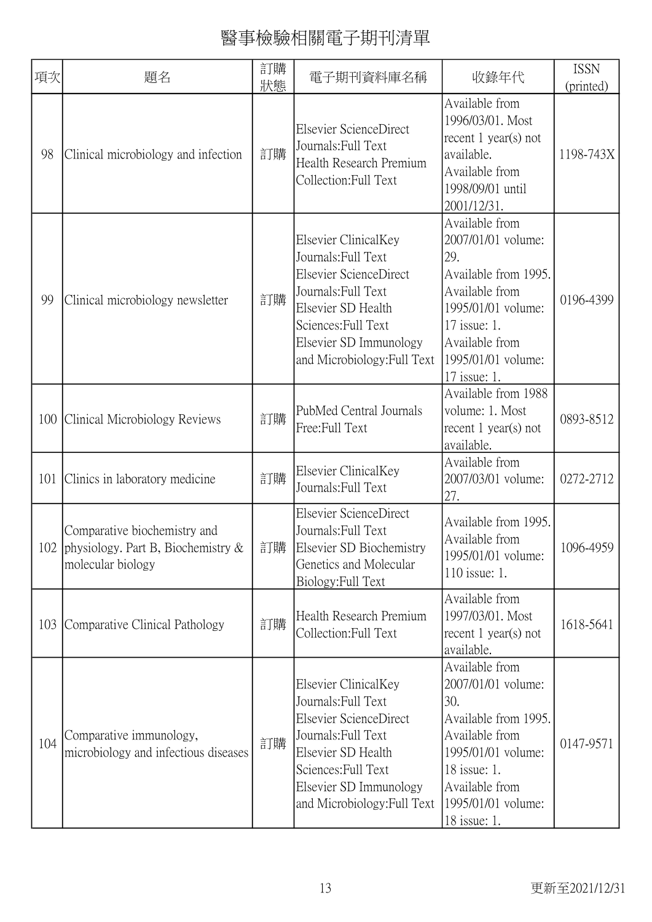# 醫事檢驗相關電子期刊清單

| 項次 | 題名 | 訂購狀態 | 電子期刊資料庫名稱 | 收錄年代 | ISSN (printed) |
|---|---|---|---|---|---|
| 98 | Clinical microbiology and infection | 訂購 | Elsevier ScienceDirect Journals:Full Text<br>Health Research Premium Collection:Full Text | Available from 1996/03/01. Most recent 1 year(s) not available.<br>Available from 1998/09/01 until 2001/12/31. | 1198-743X |
| 99 | Clinical microbiology newsletter | 訂購 | Elsevier ClinicalKey Journals:Full Text<br>Elsevier ScienceDirect Journals:Full Text<br>Elsevier SD Health Sciences:Full Text<br>Elsevier SD Immunology and Microbiology:Full Text | Available from 2007/01/01 volume: 29.<br>Available from 1995.<br>Available from 1995/01/01 volume: 17 issue: 1.<br>Available from 1995/01/01 volume: 17 issue: 1. | 0196-4399 |
| 100 | Clinical Microbiology Reviews | 訂購 | PubMed Central Journals Free:Full Text | Available from 1988 volume: 1. Most recent 1 year(s) not available. | 0893-8512 |
| 101 | Clinics in laboratory medicine | 訂購 | Elsevier ClinicalKey Journals:Full Text | Available from 2007/03/01 volume: 27. | 0272-2712 |
| 102 | Comparative biochemistry and physiology. Part B, Biochemistry & molecular biology | 訂購 | Elsevier ScienceDirect Journals:Full Text<br>Elsevier SD Biochemistry Genetics and Molecular Biology:Full Text | Available from 1995.<br>Available from 1995/01/01 volume: 110 issue: 1. | 1096-4959 |
| 103 | Comparative Clinical Pathology | 訂購 | Health Research Premium Collection:Full Text | Available from 1997/03/01. Most recent 1 year(s) not available. | 1618-5641 |
| 104 | Comparative immunology, microbiology and infectious diseases | 訂購 | Elsevier ClinicalKey Journals:Full Text<br>Elsevier ScienceDirect Journals:Full Text<br>Elsevier SD Health Sciences:Full Text<br>Elsevier SD Immunology and Microbiology:Full Text | Available from 2007/01/01 volume: 30.<br>Available from 1995.<br>Available from 1995/01/01 volume: 18 issue: 1.<br>Available from 1995/01/01 volume: 18 issue: 1. | 0147-9571 |

更新至2021/12/31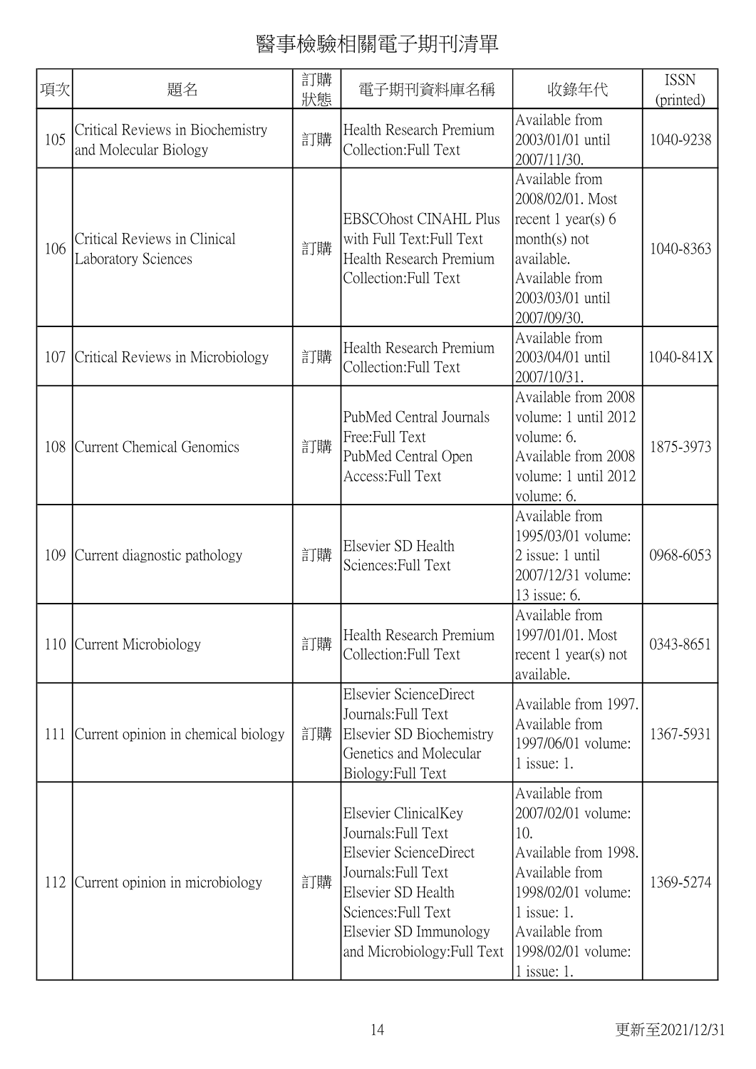# 醫事檢驗相關電子期刊清單

| 項次 | 題名 | 訂購狀態 | 電子期刊資料庫名稱 | 收錄年代 | ISSN (printed) |
|---|---|---|---|---|---|
| 105 | Critical Reviews in Biochemistry and Molecular Biology | 訂購 | Health Research Premium Collection:Full Text | Available from 2003/01/01 until 2007/11/30. | 1040-9238 |
| 106 | Critical Reviews in Clinical Laboratory Sciences | 訂購 | EBSCOhost CINAHL Plus with Full Text:Full Text<br>Health Research Premium Collection:Full Text | Available from 2008/02/01. Most recent 1 year(s) 6 month(s) not available.<br>Available from 2003/03/01 until 2007/09/30. | 1040-8363 |
| 107 | Critical Reviews in Microbiology | 訂購 | Health Research Premium Collection:Full Text | Available from 2003/04/01 until 2007/10/31. | 1040-841X |
| 108 | Current Chemical Genomics | 訂購 | PubMed Central Journals Free:Full Text<br>PubMed Central Open Access:Full Text | Available from 2008 volume: 1 until 2012 volume: 6.<br>Available from 2008 volume: 1 until 2012 volume: 6. | 1875-3973 |
| 109 | Current diagnostic pathology | 訂購 | Elsevier SD Health Sciences:Full Text | Available from 1995/03/01 volume: 2 issue: 1 until 2007/12/31 volume: 13 issue: 6. | 0968-6053 |
| 110 | Current Microbiology | 訂購 | Health Research Premium Collection:Full Text | Available from 1997/01/01. Most recent 1 year(s) not available. | 0343-8651 |
| 111 | Current opinion in chemical biology | 訂購 | Elsevier ScienceDirect Journals:Full Text<br>Elsevier SD Biochemistry Genetics and Molecular Biology:Full Text | Available from 1997.<br>Available from 1997/06/01 volume: 1 issue: 1. | 1367-5931 |
| 112 | Current opinion in microbiology | 訂購 | Elsevier ClinicalKey Journals:Full Text<br>Elsevier ScienceDirect Journals:Full Text<br>Elsevier SD Health Sciences:Full Text<br>Elsevier SD Immunology and Microbiology:Full Text | Available from 2007/02/01 volume: 10.<br>Available from 1998.<br>Available from 1998/02/01 volume: 1 issue: 1.<br>Available from 1998/02/01 volume: 1 issue: 1. | 1369-5274 |

更新至2021/12/31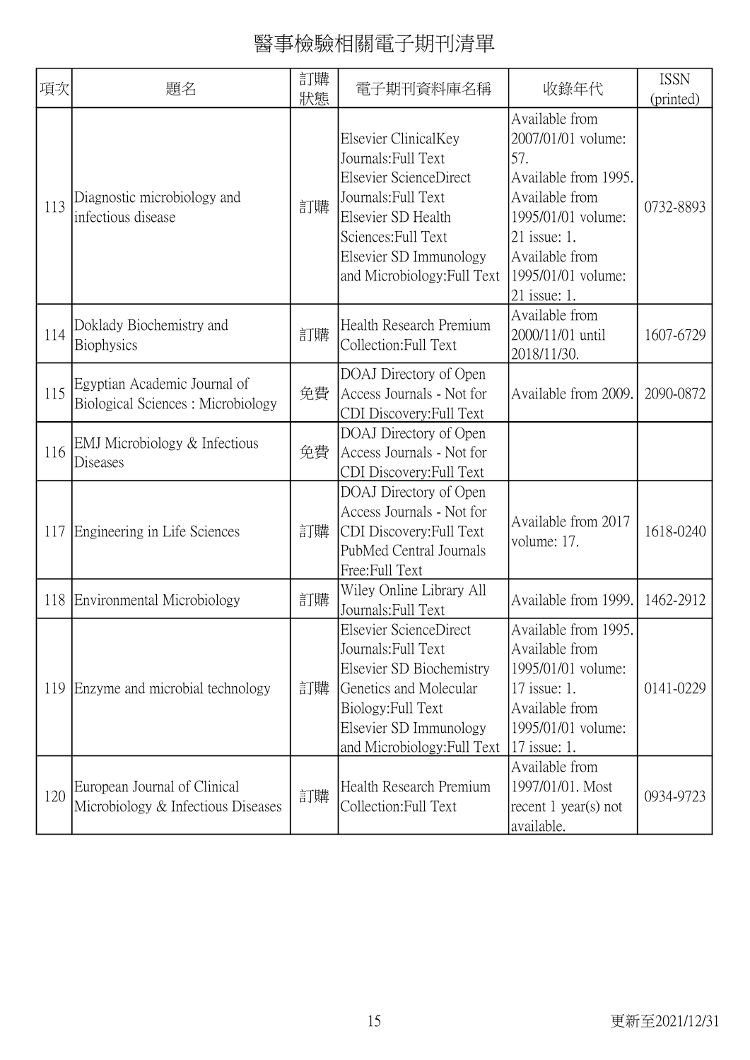# 醫事檢驗相關電子期刊清單

| 項次 | 題名 | 訂購狀態 | 電子期刊資料庫名稱 | 收錄年代 | ISSN (printed) |
|---|---|---|---|---|---|
| 113 | Diagnostic microbiology and infectious disease | 訂購 | Elsevier ClinicalKey Journals:Full Text<br>Elsevier ScienceDirect Journals:Full Text<br>Elsevier SD Health Sciences:Full Text<br>Elsevier SD Immunology and Microbiology:Full Text | Available from 2007/01/01 volume: 57.<br>Available from 1995.<br>Available from 1995/01/01 volume: 21 issue: 1.<br>Available from 1995/01/01 volume: 21 issue: 1. | 0732-8893 |
| 114 | Doklady Biochemistry and Biophysics | 訂購 | Health Research Premium Collection:Full Text | Available from 2000/11/01 until 2018/11/30. | 1607-6729 |
| 115 | Egyptian Academic Journal of Biological Sciences : Microbiology | 免費 | DOAJ Directory of Open Access Journals - Not for CDI Discovery:Full Text | Available from 2009. | 2090-0872 |
| 116 | EMJ Microbiology & Infectious Diseases | 免費 | DOAJ Directory of Open Access Journals - Not for CDI Discovery:Full Text | | |
| 117 | Engineering in Life Sciences | 訂購 | DOAJ Directory of Open Access Journals - Not for CDI Discovery:Full Text<br>PubMed Central Journals Free:Full Text | Available from 2017 volume: 17. | 1618-0240 |
| 118 | Environmental Microbiology | 訂購 | Wiley Online Library All Journals:Full Text | Available from 1999. | 1462-2912 |
| 119 | Enzyme and microbial technology | 訂購 | Elsevier ScienceDirect Journals:Full Text<br>Elsevier SD Biochemistry Genetics and Molecular Biology:Full Text<br>Elsevier SD Immunology and Microbiology:Full Text | Available from 1995.<br>Available from 1995/01/01 volume: 17 issue: 1.<br>Available from 1995/01/01 volume: 17 issue: 1. | 0141-0229 |
| 120 | European Journal of Clinical Microbiology & Infectious Diseases | 訂購 | Health Research Premium Collection:Full Text | Available from 1997/01/01. Most recent 1 year(s) not available. | 0934-9723 |

更新至2021/12/31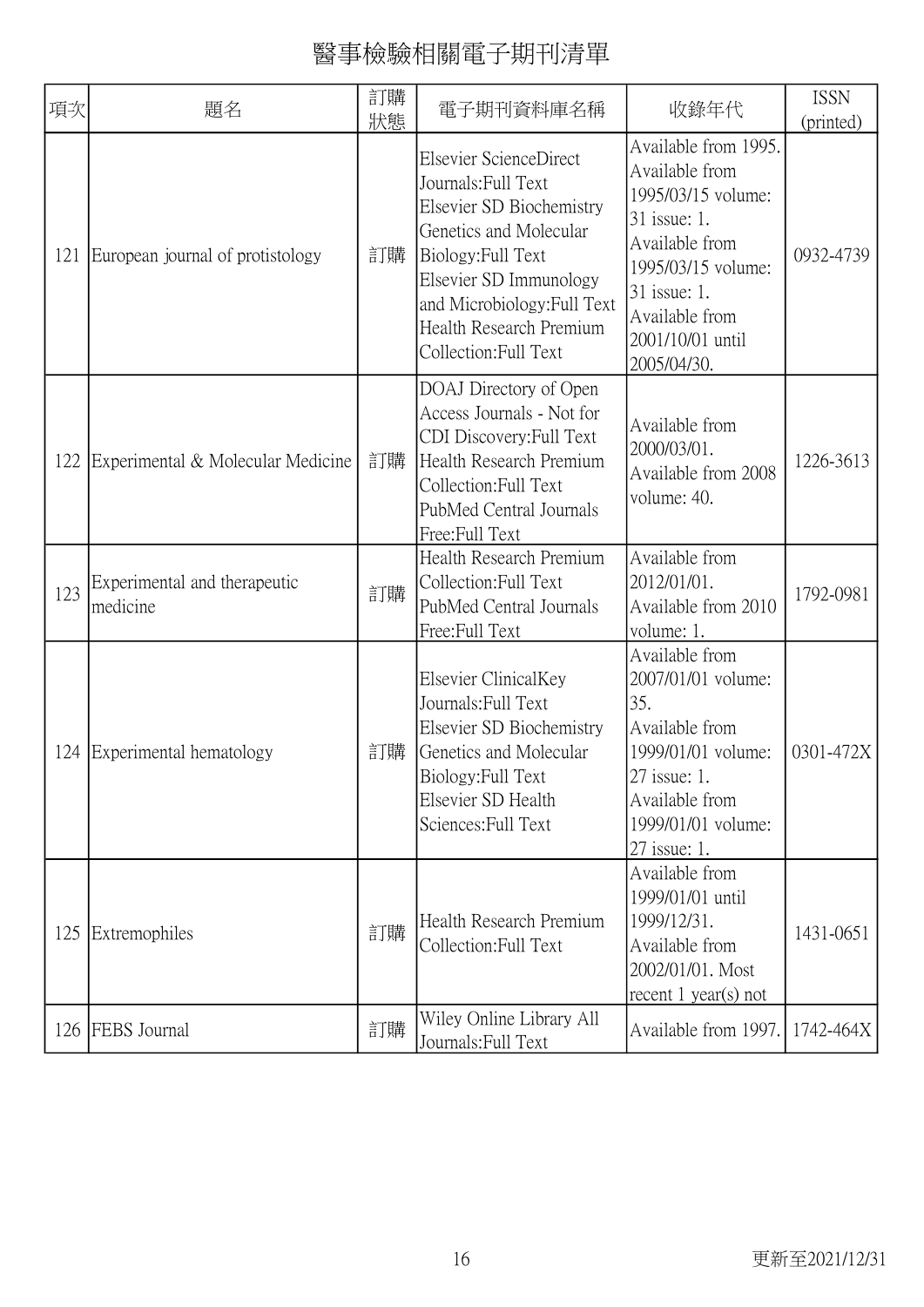# 醫事檢驗相關電子期刊清單

| 項次 | 題名 | 訂購狀態 | 電子期刊資料庫名稱 | 收錄年代 | ISSN (printed) |
| --- | --- | --- | --- | --- | --- |
| 121 | European journal of protistology | 訂購 | Elsevier ScienceDirect Journals:Full Text<br>Elsevier SD Biochemistry Genetics and Molecular Biology:Full Text<br>Elsevier SD Immunology and Microbiology:Full Text<br>Health Research Premium Collection:Full Text | Available from 1995.<br>Available from 1995/03/15 volume: 31 issue: 1.<br>Available from 1995/03/15 volume: 31 issue: 1.<br>Available from 2001/10/01 until 2005/04/30. | 0932-4739 |
| 122 | Experimental & Molecular Medicine | 訂購 | DOAJ Directory of Open Access Journals - Not for CDI Discovery:Full Text<br>Health Research Premium Collection:Full Text<br>PubMed Central Journals Free:Full Text | Available from 2000/03/01.<br>Available from 2008 volume: 40. | 1226-3613 |
| 123 | Experimental and therapeutic medicine | 訂購 | Health Research Premium Collection:Full Text<br>PubMed Central Journals Free:Full Text | Available from 2012/01/01.<br>Available from 2010 volume: 1. | 1792-0981 |
| 124 | Experimental hematology | 訂購 | Elsevier ClinicalKey Journals:Full Text<br>Elsevier SD Biochemistry Genetics and Molecular Biology:Full Text<br>Elsevier SD Health Sciences:Full Text | Available from 2007/01/01 volume: 35.<br>Available from 1999/01/01 volume: 27 issue: 1.<br>Available from 1999/01/01 volume: 27 issue: 1. | 0301-472X |
| 125 | Extremophiles | 訂購 | Health Research Premium Collection:Full Text | Available from 1999/01/01 until 1999/12/31.<br>Available from 2002/01/01. Most recent 1 year(s) not | 1431-0651 |
| 126 | FEBS Journal | 訂購 | Wiley Online Library All Journals:Full Text | Available from 1997. | 1742-464X |

更新至2021/12/31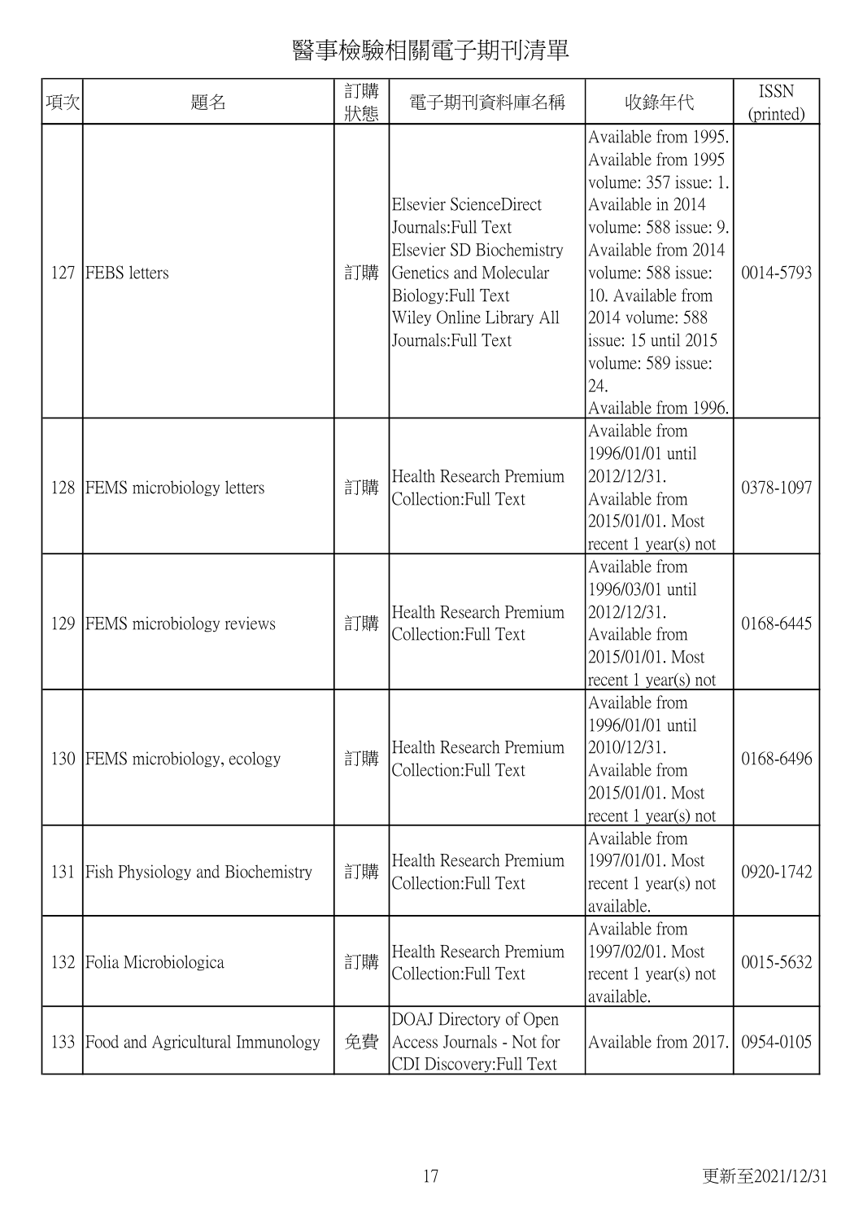# 醫事檢驗相關電子期刊清單

| 項次 | 題名 | 訂購狀態 | 電子期刊資料庫名稱 | 收錄年代 | ISSN (printed) |
|---|---|---|---|---|---|
| 127 | FEBS letters | 訂購 | Elsevier ScienceDirect Journals:Full Text<br>Elsevier SD Biochemistry Genetics and Molecular Biology:Full Text<br>Wiley Online Library All Journals:Full Text | Available from 1995.<br>Available from 1995 volume: 357 issue: 1.<br>Available in 2014 volume: 588 issue: 9.<br>Available from 2014 volume: 588 issue: 10. Available from 2014 volume: 588 issue: 15 until 2015 volume: 589 issue: 24. | 0014-5793 |
| 128 | FEMS microbiology letters | 訂購 | Health Research Premium Collection:Full Text | Available from 1996.<br>Available from 1996/01/01 until 2012/12/31.<br>Available from 2015/01/01. Most recent 1 year(s) not | 0378-1097 |
| 129 | FEMS microbiology reviews | 訂購 | Health Research Premium Collection:Full Text | Available from 1996/03/01 until 2012/12/31.<br>Available from 2015/01/01. Most recent 1 year(s) not | 0168-6445 |
| 130 | FEMS microbiology, ecology | 訂購 | Health Research Premium Collection:Full Text | Available from 1996/01/01 until 2010/12/31.<br>Available from 2015/01/01. Most recent 1 year(s) not | 0168-6496 |
| 131 | Fish Physiology and Biochemistry | 訂購 | Health Research Premium Collection:Full Text | Available from 1997/01/01. Most recent 1 year(s) not available. | 0920-1742 |
| 132 | Folia Microbiologica | 訂購 | Health Research Premium Collection:Full Text | Available from 1997/02/01. Most recent 1 year(s) not available. | 0015-5632 |
| 133 | Food and Agricultural Immunology | 免費 | DOAJ Directory of Open Access Journals - Not for CDI Discovery:Full Text | Available from 2017. | 0954-0105 |

更新至2021/12/31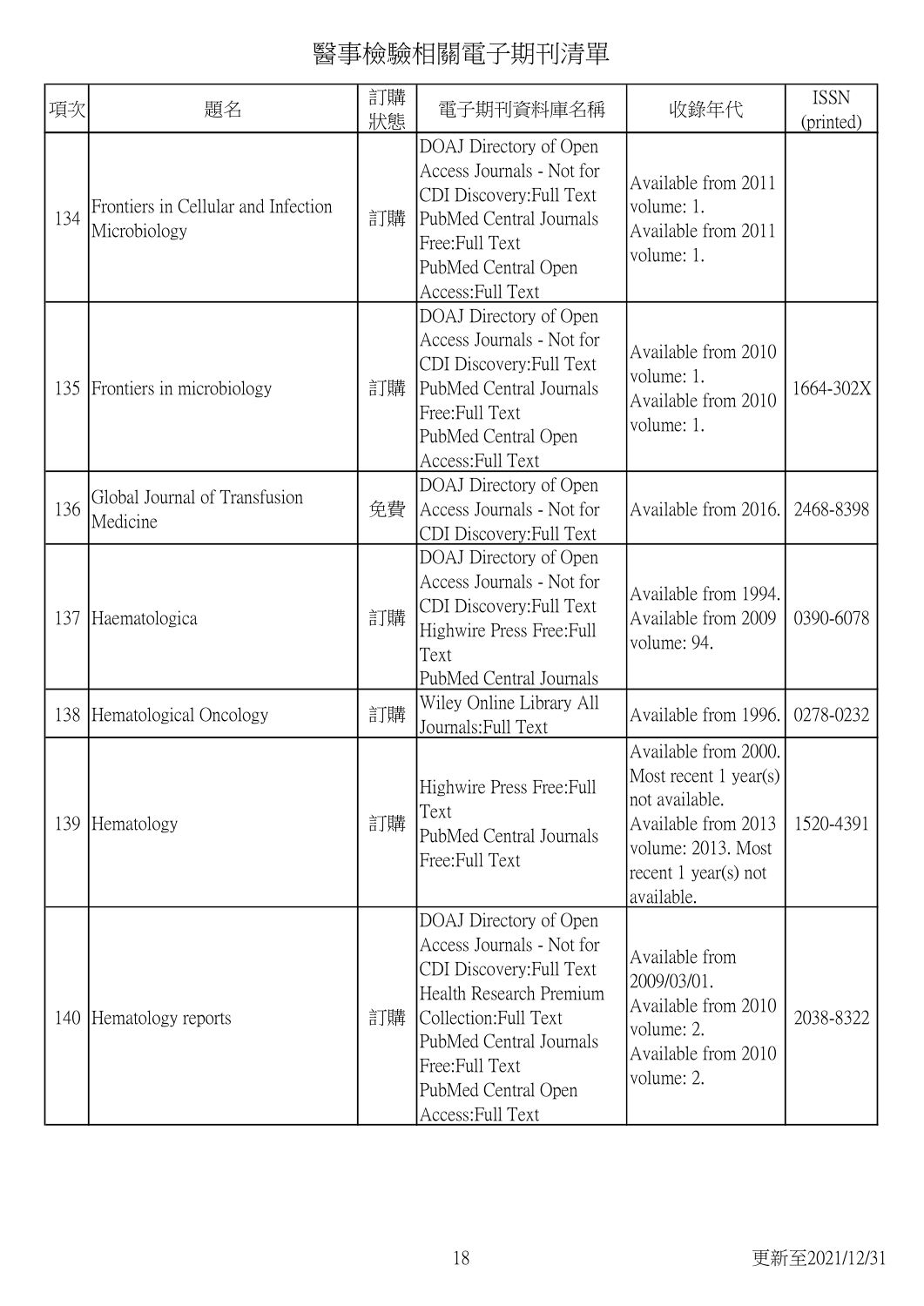# 醫事檢驗相關電子期刊清單

| 項次 | 題名 | 訂購狀態 | 電子期刊資料庫名稱 | 收錄年代 | ISSN (printed) |
|---|---|---|---|---|---|
| 134 | Frontiers in Cellular and Infection Microbiology | 訂購 | DOAJ Directory of Open Access Journals - Not for CDI Discovery:Full Text<br>PubMed Central Journals Free:Full Text<br>PubMed Central Open Access:Full Text | Available from 2011 volume: 1.<br>Available from 2011 volume: 1. | |
| 135 | Frontiers in microbiology | 訂購 | DOAJ Directory of Open Access Journals - Not for CDI Discovery:Full Text<br>PubMed Central Journals Free:Full Text<br>PubMed Central Open Access:Full Text | Available from 2010 volume: 1.<br>Available from 2010 volume: 1. | 1664-302X |
| 136 | Global Journal of Transfusion Medicine | 免費 | DOAJ Directory of Open Access Journals - Not for CDI Discovery:Full Text | Available from 2016. | 2468-8398 |
| 137 | Haematologica | 訂購 | DOAJ Directory of Open Access Journals - Not for CDI Discovery:Full Text<br>Highwire Press Free:Full Text<br>PubMed Central Journals | Available from 1994.<br>Available from 2009 volume: 94. | 0390-6078 |
| 138 | Hematological Oncology | 訂購 | Wiley Online Library All Journals:Full Text | Available from 1996. | 0278-0232 |
| 139 | Hematology | 訂購 | Highwire Press Free:Full Text<br>PubMed Central Journals Free:Full Text | Available from 2000. Most recent 1 year(s) not available.<br>Available from 2013 volume: 2013. Most recent 1 year(s) not available. | 1520-4391 |
| 140 | Hematology reports | 訂購 | DOAJ Directory of Open Access Journals - Not for CDI Discovery:Full Text<br>Health Research Premium Collection:Full Text<br>PubMed Central Journals Free:Full Text<br>PubMed Central Open Access:Full Text | Available from 2009/03/01.<br>Available from 2010 volume: 2.<br>Available from 2010 volume: 2. | 2038-8322 |

更新至2021/12/31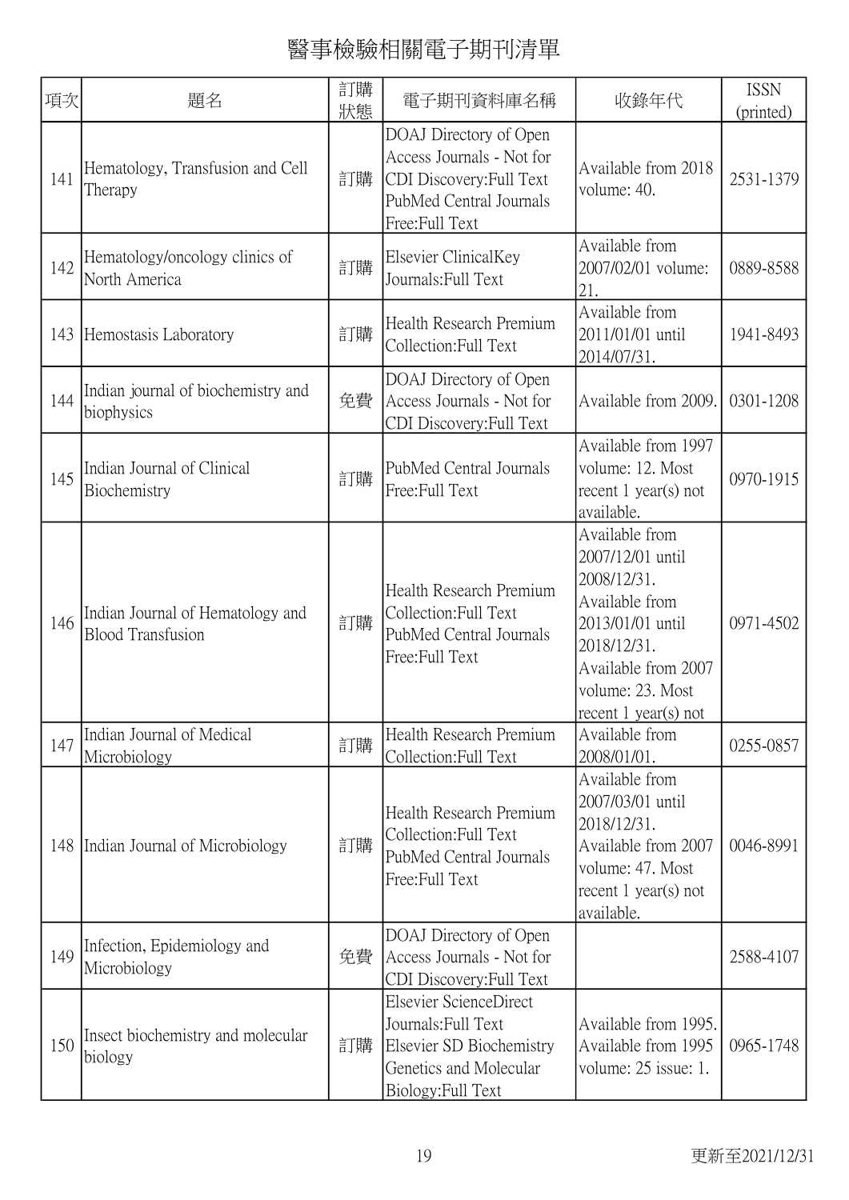# 醫事檢驗相關電子期刊清單

| 項次 | 題名 | 訂購狀態 | 電子期刊資料庫名稱 | 收錄年代 | ISSN (printed) |
| --- | --- | --- | --- | --- | --- |
| 141 | Hematology, Transfusion and Cell Therapy | 訂購 | DOAJ Directory of Open Access Journals - Not for CDI Discovery:Full Text PubMed Central Journals Free:Full Text | Available from 2018 volume: 40. | 2531-1379 |
| 142 | Hematology/oncology clinics of North America | 訂購 | Elsevier ClinicalKey Journals:Full Text | Available from 2007/02/01 volume: 21. | 0889-8588 |
| 143 | Hemostasis Laboratory | 訂購 | Health Research Premium Collection:Full Text | Available from 2011/01/01 until 2014/07/31. | 1941-8493 |
| 144 | Indian journal of biochemistry and biophysics | 免費 | DOAJ Directory of Open Access Journals - Not for CDI Discovery:Full Text | Available from 2009. | 0301-1208 |
| 145 | Indian Journal of Clinical Biochemistry | 訂購 | PubMed Central Journals Free:Full Text | Available from 1997 volume: 12. Most recent 1 year(s) not available. | 0970-1915 |
| 146 | Indian Journal of Hematology and Blood Transfusion | 訂購 | Health Research Premium Collection:Full Text PubMed Central Journals Free:Full Text | Available from 2007/12/01 until 2008/12/31. Available from 2013/01/01 until 2018/12/31. Available from 2007 volume: 23. Most recent 1 year(s) not | 0971-4502 |
| 147 | Indian Journal of Medical Microbiology | 訂購 | Health Research Premium Collection:Full Text | Available from 2008/01/01. | 0255-0857 |
| 148 | Indian Journal of Microbiology | 訂購 | Health Research Premium Collection:Full Text PubMed Central Journals Free:Full Text | Available from 2007/03/01 until 2018/12/31. Available from 2007 volume: 47. Most recent 1 year(s) not available. | 0046-8991 |
| 149 | Infection, Epidemiology and Microbiology | 免費 | DOAJ Directory of Open Access Journals - Not for CDI Discovery:Full Text | | 2588-4107 |
| 150 | Insect biochemistry and molecular biology | 訂購 | Elsevier ScienceDirect Journals:Full Text Elsevier SD Biochemistry Genetics and Molecular Biology:Full Text | Available from 1995. Available from 1995 volume: 25 issue: 1. | 0965-1748 |

更新至2021/12/31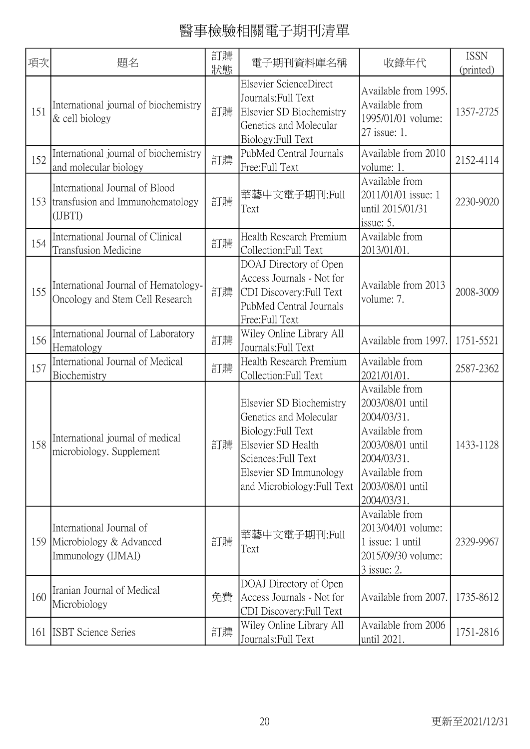# 醫事檢驗相關電子期刊清單

| 項次 | 題名 | 訂購狀態 | 電子期刊資料庫名稱 | 收錄年代 | ISSN (printed) |
| --- | --- | --- | --- | --- | --- |
| 151 | International journal of biochemistry & cell biology | 訂購 | Elsevier ScienceDirect Journals:Full Text Elsevier SD Biochemistry Genetics and Molecular Biology:Full Text | Available from 1995. Available from 1995/01/01 volume: 27 issue: 1. | 1357-2725 |
| 152 | International journal of biochemistry and molecular biology | 訂購 | PubMed Central Journals Free:Full Text | Available from 2010 volume: 1. | 2152-4114 |
| 153 | International Journal of Blood transfusion and Immunohematology (IJBTI) | 訂購 | 華藝中文電子期刊:Full Text | Available from 2011/01/01 issue: 1 until 2015/01/31 issue: 5. | 2230-9020 |
| 154 | International Journal of Clinical Transfusion Medicine | 訂購 | Health Research Premium Collection:Full Text | Available from 2013/01/01. | |
| 155 | International Journal of Hematology-Oncology and Stem Cell Research | 訂購 | DOAJ Directory of Open Access Journals - Not for CDI Discovery:Full Text PubMed Central Journals Free:Full Text | Available from 2013 volume: 7. | 2008-3009 |
| 156 | International Journal of Laboratory Hematology | 訂購 | Wiley Online Library All Journals:Full Text | Available from 1997. | 1751-5521 |
| 157 | International Journal of Medical Biochemistry | 訂購 | Health Research Premium Collection:Full Text | Available from 2021/01/01. | 2587-2362 |
| 158 | International journal of medical microbiology. Supplement | 訂購 | Elsevier SD Biochemistry Genetics and Molecular Biology:Full Text Elsevier SD Health Sciences:Full Text Elsevier SD Immunology and Microbiology:Full Text | Available from 2003/08/01 until 2004/03/31. Available from 2003/08/01 until 2004/03/31. Available from 2003/08/01 until 2004/03/31. | 1433-1128 |
| 159 | International Journal of Microbiology & Advanced Immunology (IJMAI) | 訂購 | 華藝中文電子期刊:Full Text | Available from 2013/04/01 volume: 1 issue: 1 until 2015/09/30 volume: 3 issue: 2. | 2329-9967 |
| 160 | Iranian Journal of Medical Microbiology | 免費 | DOAJ Directory of Open Access Journals - Not for CDI Discovery:Full Text | Available from 2007. | 1735-8612 |
| 161 | ISBT Science Series | 訂購 | Wiley Online Library All Journals:Full Text | Available from 2006 until 2021. | 1751-2816 |

更新至2021/12/31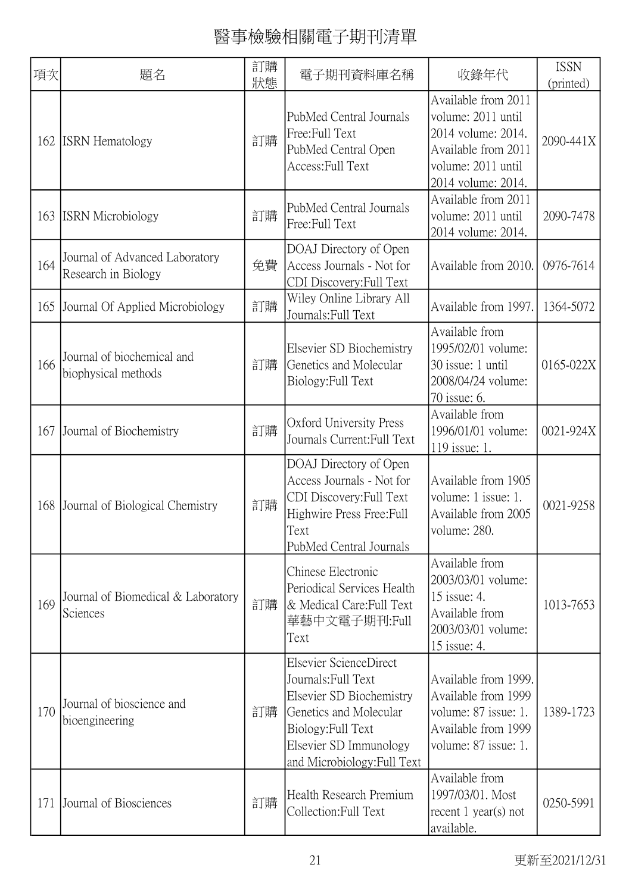# 醫事檢驗相關電子期刊清單

| 項次 | 題名 | 訂購狀態 | 電子期刊資料庫名稱 | 收錄年代 | ISSN (printed) |
|---|---|---|---|---|---|
| 162 | ISRN Hematology | 訂購 | PubMed Central Journals Free:Full Text<br>PubMed Central Open Access:Full Text | Available from 2011 volume: 2011 until 2014 volume: 2014.<br>Available from 2011 volume: 2011 until 2014 volume: 2014. | 2090-441X |
| 163 | ISRN Microbiology | 訂購 | PubMed Central Journals Free:Full Text | Available from 2011 volume: 2011 until 2014 volume: 2014. | 2090-7478 |
| 164 | Journal of Advanced Laboratory Research in Biology | 免費 | DOAJ Directory of Open Access Journals - Not for CDI Discovery:Full Text | Available from 2010. | 0976-7614 |
| 165 | Journal Of Applied Microbiology | 訂購 | Wiley Online Library All Journals:Full Text | Available from 1997. | 1364-5072 |
| 166 | Journal of biochemical and biophysical methods | 訂購 | Elsevier SD Biochemistry Genetics and Molecular Biology:Full Text | Available from 1995/02/01 volume: 30 issue: 1 until 2008/04/24 volume: 70 issue: 6. | 0165-022X |
| 167 | Journal of Biochemistry | 訂購 | Oxford University Press Journals Current:Full Text | Available from 1996/01/01 volume: 119 issue: 1. | 0021-924X |
| 168 | Journal of Biological Chemistry | 訂購 | DOAJ Directory of Open Access Journals - Not for CDI Discovery:Full Text<br>Highwire Press Free:Full Text<br>PubMed Central Journals | Available from 1905 volume: 1 issue: 1.<br>Available from 2005 volume: 280. | 0021-9258 |
| 169 | Journal of Biomedical & Laboratory Sciences | 訂購 | Chinese Electronic Periodical Services Health & Medical Care:Full Text<br>華藝中文電子期刊:Full Text | Available from 2003/03/01 volume: 15 issue: 4.<br>Available from 2003/03/01 volume: 15 issue: 4. | 1013-7653 |
| 170 | Journal of bioscience and bioengineering | 訂購 | Elsevier ScienceDirect Journals:Full Text<br>Elsevier SD Biochemistry Genetics and Molecular Biology:Full Text<br>Elsevier SD Immunology and Microbiology:Full Text | Available from 1999.<br>Available from 1999 volume: 87 issue: 1.<br>Available from 1999 volume: 87 issue: 1. | 1389-1723 |
| 171 | Journal of Biosciences | 訂購 | Health Research Premium Collection:Full Text | Available from 1997/03/01. Most recent 1 year(s) not available. | 0250-5991 |

更新至2021/12/31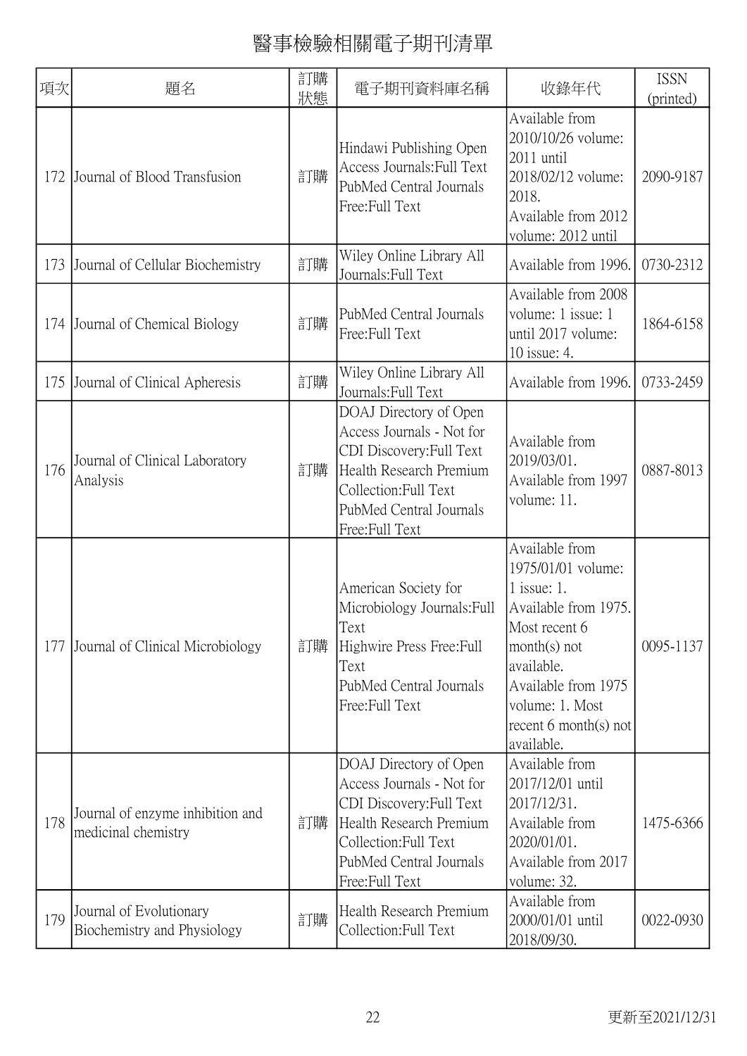# 醫事檢驗相關電子期刊清單

| 項次 | 題名 | 訂購狀態 | 電子期刊資料庫名稱 | 收錄年代 | ISSN (printed) |
|---|---|---|---|---|---|
| 172 | Journal of Blood Transfusion | 訂購 | Hindawi Publishing Open Access Journals:Full Text<br>PubMed Central Journals Free:Full Text | Available from 2010/10/26 volume: 2011 until 2018/02/12 volume: 2018.<br>Available from 2012 volume: 2012 until | 2090-9187 |
| 173 | Journal of Cellular Biochemistry | 訂購 | Wiley Online Library All Journals:Full Text | Available from 1996. | 0730-2312 |
| 174 | Journal of Chemical Biology | 訂購 | PubMed Central Journals Free:Full Text | Available from 2008 volume: 1 issue: 1 until 2017 volume: 10 issue: 4. | 1864-6158 |
| 175 | Journal of Clinical Apheresis | 訂購 | Wiley Online Library All Journals:Full Text | Available from 1996. | 0733-2459 |
| 176 | Journal of Clinical Laboratory Analysis | 訂購 | DOAJ Directory of Open Access Journals - Not for CDI Discovery:Full Text<br>Health Research Premium Collection:Full Text<br>PubMed Central Journals Free:Full Text | Available from 2019/03/01.<br>Available from 1997 volume: 11. | 0887-8013 |
| 177 | Journal of Clinical Microbiology | 訂購 | American Society for Microbiology Journals:Full Text<br>Highwire Press Free:Full Text<br>PubMed Central Journals Free:Full Text | Available from 1975/01/01 volume: 1 issue: 1.<br>Available from 1975. Most recent 6 month(s) not available.<br>Available from 1975 volume: 1. Most recent 6 month(s) not available. | 0095-1137 |
| 178 | Journal of enzyme inhibition and medicinal chemistry | 訂購 | DOAJ Directory of Open Access Journals - Not for CDI Discovery:Full Text<br>Health Research Premium Collection:Full Text<br>PubMed Central Journals Free:Full Text | Available from 2017/12/01 until 2017/12/31.<br>Available from 2020/01/01.<br>Available from 2017 volume: 32. | 1475-6366 |
| 179 | Journal of Evolutionary Biochemistry and Physiology | 訂購 | Health Research Premium Collection:Full Text | Available from 2000/01/01 until 2018/09/30. | 0022-0930 |

更新至2021/12/31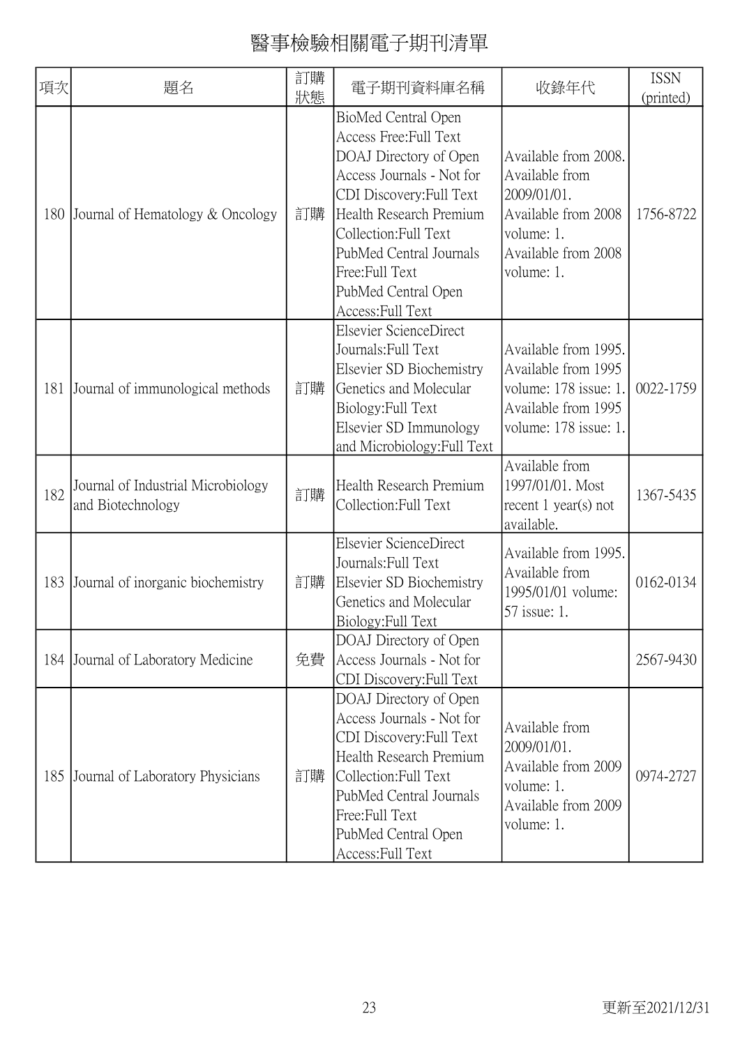# 醫事檢驗相關電子期刊清單

| 項次 | 題名 | 訂購狀態 | 電子期刊資料庫名稱 | 收錄年代 | ISSN (printed) |
|---|---|---|---|---|---|
| 180 | Journal of Hematology & Oncology | 訂購 | BioMed Central Open Access Free:Full Text<br>DOAJ Directory of Open Access Journals - Not for CDI Discovery:Full Text<br>Health Research Premium Collection:Full Text<br>PubMed Central Journals Free:Full Text<br>PubMed Central Open Access:Full Text | Available from 2008.<br>Available from 2009/01/01.<br>Available from 2008 volume: 1.<br>Available from 2008 volume: 1. | 1756-8722 |
| 181 | Journal of immunological methods | 訂購 | Elsevier ScienceDirect Journals:Full Text<br>Elsevier SD Biochemistry Genetics and Molecular Biology:Full Text<br>Elsevier SD Immunology and Microbiology:Full Text | Available from 1995.<br>Available from 1995 volume: 178 issue: 1.<br>Available from 1995 volume: 178 issue: 1. | 0022-1759 |
| 182 | Journal of Industrial Microbiology and Biotechnology | 訂購 | Health Research Premium Collection:Full Text | Available from 1997/01/01. Most recent 1 year(s) not available. | 1367-5435 |
| 183 | Journal of inorganic biochemistry | 訂購 | Elsevier ScienceDirect Journals:Full Text<br>Elsevier SD Biochemistry Genetics and Molecular Biology:Full Text | Available from 1995.<br>Available from 1995/01/01 volume: 57 issue: 1. | 0162-0134 |
| 184 | Journal of Laboratory Medicine | 免費 | DOAJ Directory of Open Access Journals - Not for CDI Discovery:Full Text | | 2567-9430 |
| 185 | Journal of Laboratory Physicians | 訂購 | DOAJ Directory of Open Access Journals - Not for CDI Discovery:Full Text<br>Health Research Premium Collection:Full Text<br>PubMed Central Journals Free:Full Text<br>PubMed Central Open Access:Full Text | Available from 2009/01/01.<br>Available from 2009 volume: 1.<br>Available from 2009 volume: 1. | 0974-2727 |

更新至2021/12/31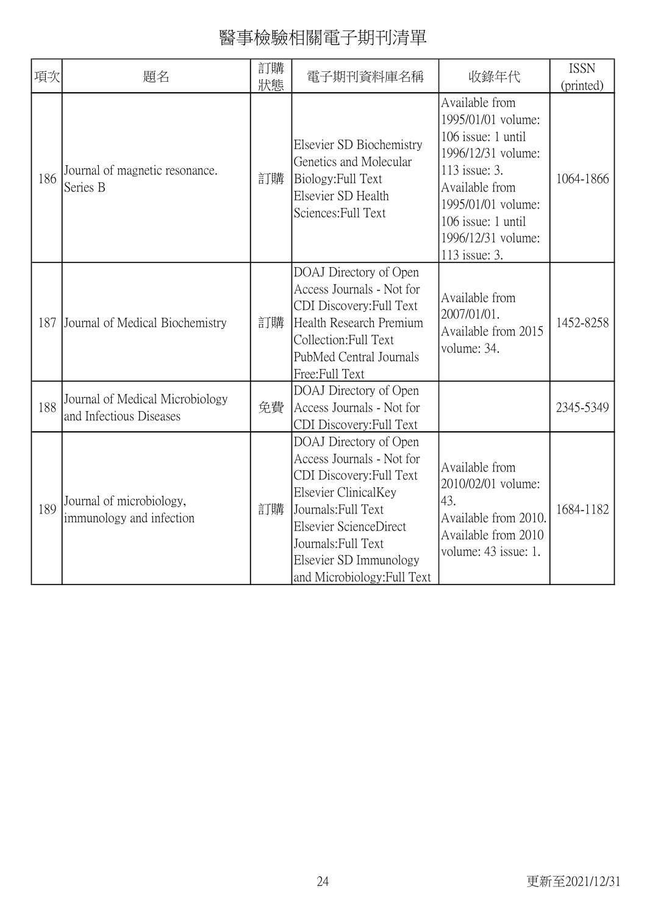# 醫事檢驗相關電子期刊清單

| 項次 | 題名 | 訂購狀態 | 電子期刊資料庫名稱 | 收錄年代 | ISSN (printed) |
|---|---|---|---|---|---|
| 186 | Journal of magnetic resonance. Series B | 訂購 | Elsevier SD Biochemistry Genetics and Molecular Biology:Full Text<br>Elsevier SD Health Sciences:Full Text | Available from 1995/01/01 volume: 106 issue: 1 until 1996/12/31 volume: 113 issue: 3.<br>Available from 1995/01/01 volume: 106 issue: 1 until 1996/12/31 volume: 113 issue: 3. | 1064-1866 |
| 187 | Journal of Medical Biochemistry | 訂購 | DOAJ Directory of Open Access Journals - Not for CDI Discovery:Full Text<br>Health Research Premium Collection:Full Text<br>PubMed Central Journals Free:Full Text | Available from 2007/01/01.<br>Available from 2015 volume: 34. | 1452-8258 |
| 188 | Journal of Medical Microbiology and Infectious Diseases | 免費 | DOAJ Directory of Open Access Journals - Not for CDI Discovery:Full Text | | 2345-5349 |
| 189 | Journal of microbiology, immunology and infection | 訂購 | DOAJ Directory of Open Access Journals - Not for CDI Discovery:Full Text<br>Elsevier ClinicalKey Journals:Full Text<br>Elsevier ScienceDirect Journals:Full Text<br>Elsevier SD Immunology and Microbiology:Full Text | Available from 2010/02/01 volume: 43.<br>Available from 2010.<br>Available from 2010 volume: 43 issue: 1. | 1684-1182 |

更新至2021/12/31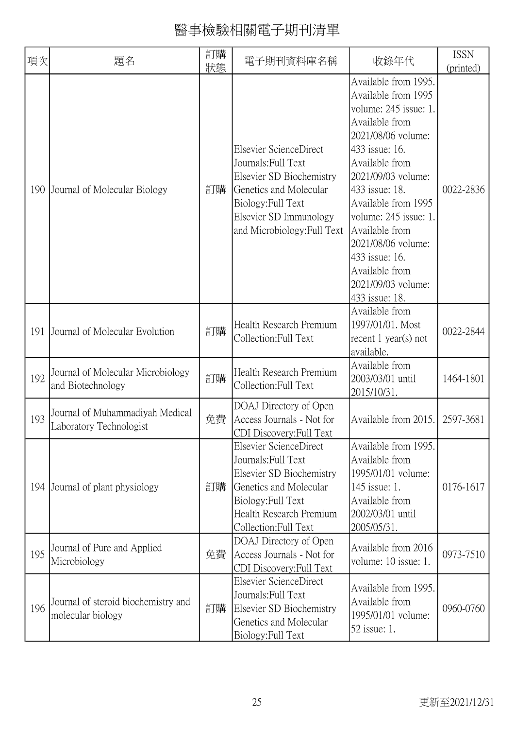# 醫事檢驗相關電子期刊清單

| 項次 | 題名 | 訂購狀態 | 電子期刊資料庫名稱 | 收錄年代 | ISSN (printed) |
|---|---|---|---|---|---|
| 190 | Journal of Molecular Biology | 訂購 | Elsevier ScienceDirect Journals:Full Text Elsevier SD Biochemistry Genetics and Molecular Biology:Full Text Elsevier SD Immunology and Microbiology:Full Text | Available from 1995. Available from 1995 volume: 245 issue: 1. Available from 2021/08/06 volume: 433 issue: 16. Available from 2021/09/03 volume: 433 issue: 18. Available from 1995 volume: 245 issue: 1. Available from 2021/08/06 volume: 433 issue: 16. Available from 2021/09/03 volume: 433 issue: 18. | 0022-2836 |
| 191 | Journal of Molecular Evolution | 訂購 | Health Research Premium Collection:Full Text | Available from 1997/01/01. Most recent 1 year(s) not available. | 0022-2844 |
| 192 | Journal of Molecular Microbiology and Biotechnology | 訂購 | Health Research Premium Collection:Full Text | Available from 2003/03/01 until 2015/10/31. | 1464-1801 |
| 193 | Journal of Muhammadiyah Medical Laboratory Technologist | 免費 | DOAJ Directory of Open Access Journals - Not for CDI Discovery:Full Text | Available from 2015. | 2597-3681 |
| 194 | Journal of plant physiology | 訂購 | Elsevier ScienceDirect Journals:Full Text Elsevier SD Biochemistry Genetics and Molecular Biology:Full Text Health Research Premium Collection:Full Text | Available from 1995. Available from 1995/01/01 volume: 145 issue: 1. Available from 2002/03/01 until 2005/05/31. | 0176-1617 |
| 195 | Journal of Pure and Applied Microbiology | 免費 | DOAJ Directory of Open Access Journals - Not for CDI Discovery:Full Text | Available from 2016 volume: 10 issue: 1. | 0973-7510 |
| 196 | Journal of steroid biochemistry and molecular biology | 訂購 | Elsevier ScienceDirect Journals:Full Text Elsevier SD Biochemistry Genetics and Molecular Biology:Full Text | Available from 1995. Available from 1995/01/01 volume: 52 issue: 1. | 0960-0760 |

更新至2021/12/31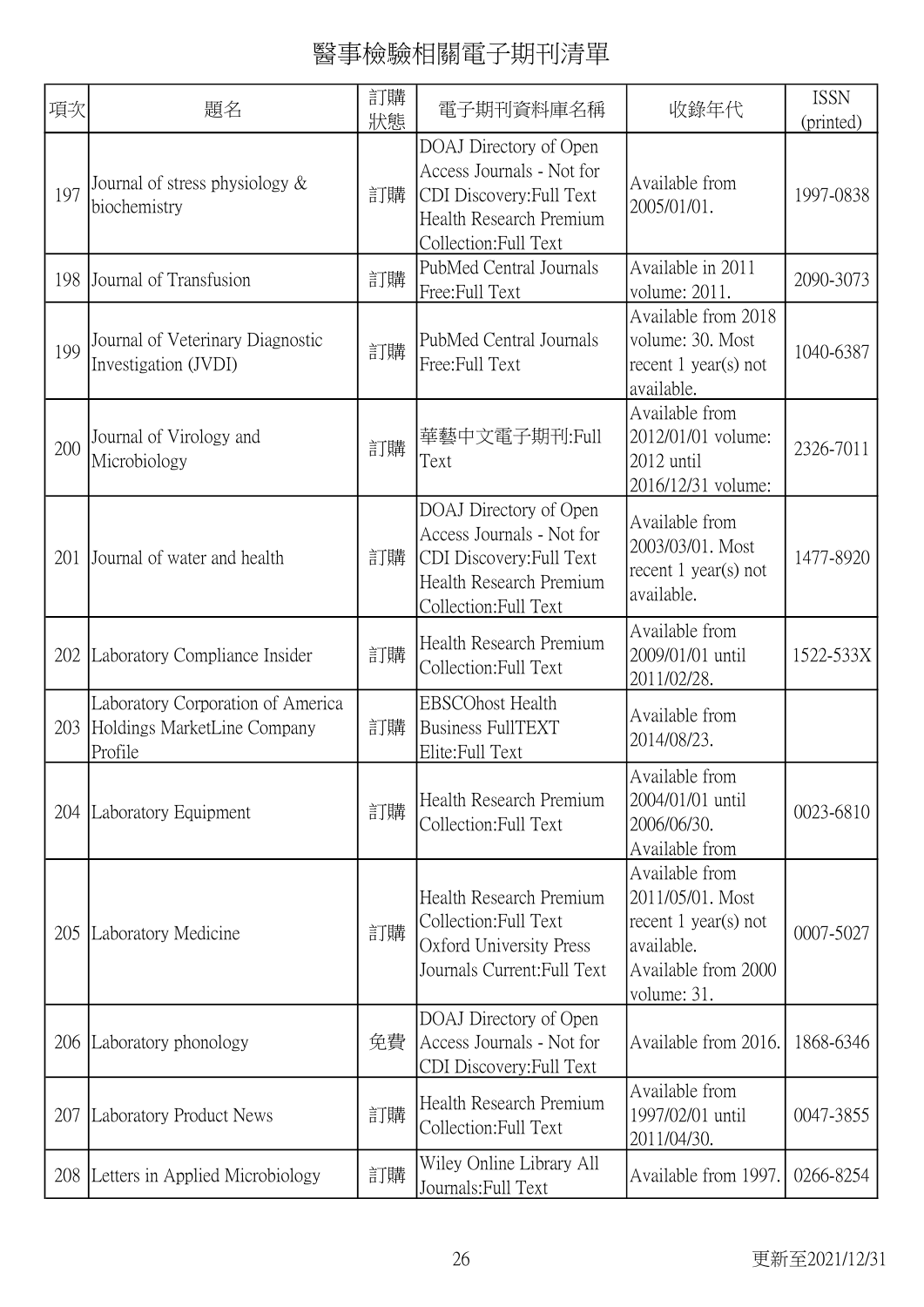# 醫事檢驗相關電子期刊清單

| 項次 | 題名 | 訂購狀態 | 電子期刊資料庫名稱 | 收錄年代 | ISSN (printed) |
|---|---|---|---|---|---|
| 197 | Journal of stress physiology & biochemistry | 訂購 | DOAJ Directory of Open Access Journals - Not for CDI Discovery:Full Text Health Research Premium Collection:Full Text | Available from 2005/01/01. | 1997-0838 |
| 198 | Journal of Transfusion | 訂購 | PubMed Central Journals Free:Full Text | Available in 2011 volume: 2011. | 2090-3073 |
| 199 | Journal of Veterinary Diagnostic Investigation (JVDI) | 訂購 | PubMed Central Journals Free:Full Text | Available from 2018 volume: 30. Most recent 1 year(s) not available. | 1040-6387 |
| 200 | Journal of Virology and Microbiology | 訂購 | 華藝中文電子期刊:Full Text | Available from 2012/01/01 volume: 2012 until 2016/12/31 volume: | 2326-7011 |
| 201 | Journal of water and health | 訂購 | DOAJ Directory of Open Access Journals - Not for CDI Discovery:Full Text Health Research Premium Collection:Full Text | Available from 2003/03/01. Most recent 1 year(s) not available. | 1477-8920 |
| 202 | Laboratory Compliance Insider | 訂購 | Health Research Premium Collection:Full Text | Available from 2009/01/01 until 2011/02/28. | 1522-533X |
| 203 | Laboratory Corporation of America Holdings MarketLine Company Profile | 訂購 | EBSCOhost Health Business FullTEXT Elite:Full Text | Available from 2014/08/23. | |
| 204 | Laboratory Equipment | 訂購 | Health Research Premium Collection:Full Text | Available from 2004/01/01 until 2006/06/30. Available from | 0023-6810 |
| 205 | Laboratory Medicine | 訂購 | Health Research Premium Collection:Full Text Oxford University Press Journals Current:Full Text | Available from 2011/05/01. Most recent 1 year(s) not available. Available from 2000 volume: 31. | 0007-5027 |
| 206 | Laboratory phonology | 免費 | DOAJ Directory of Open Access Journals - Not for CDI Discovery:Full Text | Available from 2016. | 1868-6346 |
| 207 | Laboratory Product News | 訂購 | Health Research Premium Collection:Full Text | Available from 1997/02/01 until 2011/04/30. | 0047-3855 |
| 208 | Letters in Applied Microbiology | 訂購 | Wiley Online Library All Journals:Full Text | Available from 1997. | 0266-8254 |

更新至2021/12/31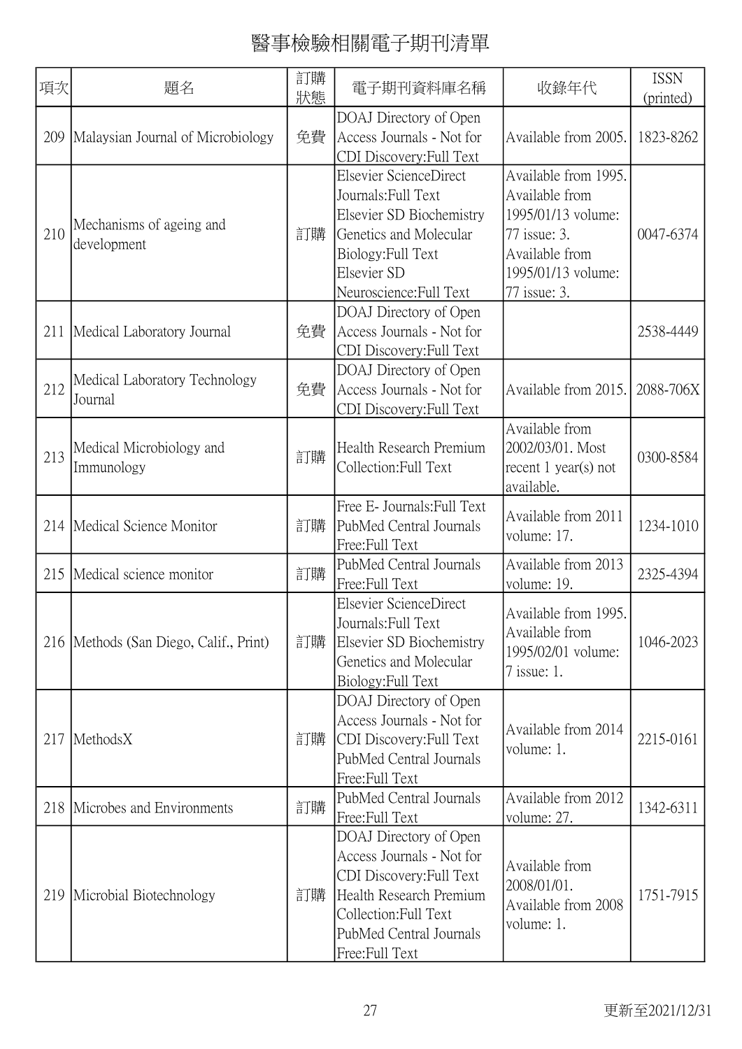# 醫事檢驗相關電子期刊清單

| 項次 | 題名 | 訂購狀態 | 電子期刊資料庫名稱 | 收錄年代 | ISSN (printed) |
|---|---|---|---|---|---|
| 209 | Malaysian Journal of Microbiology | 免費 | DOAJ Directory of Open Access Journals - Not for CDI Discovery:Full Text | Available from 2005. | 1823-8262 |
| 210 | Mechanisms of ageing and development | 訂購 | Elsevier ScienceDirect Journals:Full Text Elsevier SD Biochemistry Genetics and Molecular Biology:Full Text Elsevier SD Neuroscience:Full Text | Available from 1995. Available from 1995/01/13 volume: 77 issue: 3. Available from 1995/01/13 volume: 77 issue: 3. | 0047-6374 |
| 211 | Medical Laboratory Journal | 免費 | DOAJ Directory of Open Access Journals - Not for CDI Discovery:Full Text | | 2538-4449 |
| 212 | Medical Laboratory Technology Journal | 免費 | DOAJ Directory of Open Access Journals - Not for CDI Discovery:Full Text | Available from 2015. | 2088-706X |
| 213 | Medical Microbiology and Immunology | 訂購 | Health Research Premium Collection:Full Text | Available from 2002/03/01. Most recent 1 year(s) not available. | 0300-8584 |
| 214 | Medical Science Monitor | 訂購 | Free E- Journals:Full Text PubMed Central Journals Free:Full Text | Available from 2011 volume: 17. | 1234-1010 |
| 215 | Medical science monitor | 訂購 | PubMed Central Journals Free:Full Text | Available from 2013 volume: 19. | 2325-4394 |
| 216 | Methods (San Diego, Calif., Print) | 訂購 | Elsevier ScienceDirect Journals:Full Text Elsevier SD Biochemistry Genetics and Molecular Biology:Full Text | Available from 1995. Available from 1995/02/01 volume: 7 issue: 1. | 1046-2023 |
| 217 | MethodsX | 訂購 | DOAJ Directory of Open Access Journals - Not for CDI Discovery:Full Text PubMed Central Journals Free:Full Text | Available from 2014 volume: 1. | 2215-0161 |
| 218 | Microbes and Environments | 訂購 | PubMed Central Journals Free:Full Text | Available from 2012 volume: 27. | 1342-6311 |
| 219 | Microbial Biotechnology | 訂購 | DOAJ Directory of Open Access Journals - Not for CDI Discovery:Full Text Health Research Premium Collection:Full Text PubMed Central Journals Free:Full Text | Available from 2008/01/01. Available from 2008 volume: 1. | 1751-7915 |

更新至2021/12/31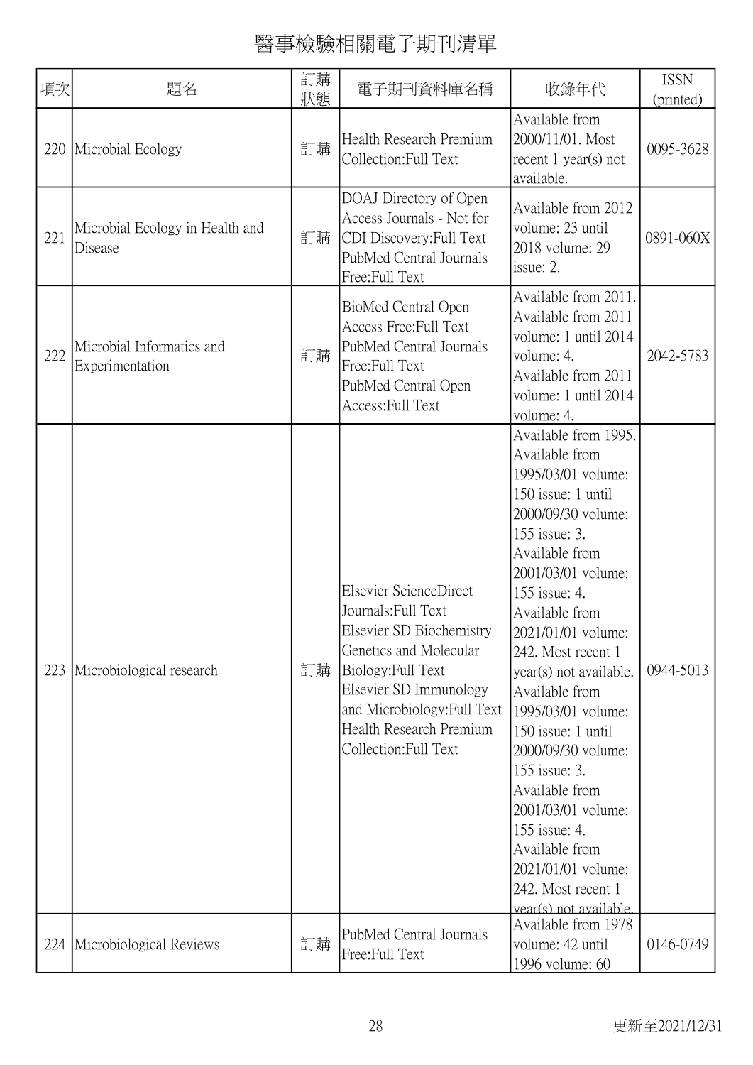# 醫事檢驗相關電子期刊清單

| 項次 | 題名 | 訂購狀態 | 電子期刊資料庫名稱 | 收錄年代 | ISSN (printed) |
|---|---|---|---|---|---|
| 220 | Microbial Ecology | 訂購 | Health Research Premium Collection:Full Text | Available from 2000/11/01. Most recent 1 year(s) not available. | 0095-3628 |
| 221 | Microbial Ecology in Health and Disease | 訂購 | DOAJ Directory of Open Access Journals - Not for CDI Discovery:Full Text PubMed Central Journals Free:Full Text | Available from 2012 volume: 23 until 2018 volume: 29 issue: 2. | 0891-060X |
| 222 | Microbial Informatics and Experimentation | 訂購 | BioMed Central Open Access Free:Full Text PubMed Central Journals Free:Full Text PubMed Central Open Access:Full Text | Available from 2011. Available from 2011 volume: 1 until 2014 volume: 4. Available from 2011 volume: 1 until 2014 volume: 4. | 2042-5783 |
| 223 | Microbiological research | 訂購 | Elsevier ScienceDirect Journals:Full Text Elsevier SD Biochemistry Genetics and Molecular Biology:Full Text Elsevier SD Immunology and Microbiology:Full Text Health Research Premium Collection:Full Text | Available from 1995. Available from 1995/03/01 volume: 150 issue: 1 until 2000/09/30 volume: 155 issue: 3. Available from 2001/03/01 volume: 155 issue: 4. Available from 2021/01/01 volume: 242. Most recent 1 year(s) not available. Available from 1995/03/01 volume: 150 issue: 1 until 2000/09/30 volume: 155 issue: 3. Available from 2001/03/01 volume: 155 issue: 4. Available from 2021/01/01 volume: 242. Most recent 1 year(s) not available. | 0944-5013 |
| 224 | Microbiological Reviews | 訂購 | PubMed Central Journals Free:Full Text | Available from 1978 volume: 42 until 1996 volume: 60 | 0146-0749 |

更新至2021/12/31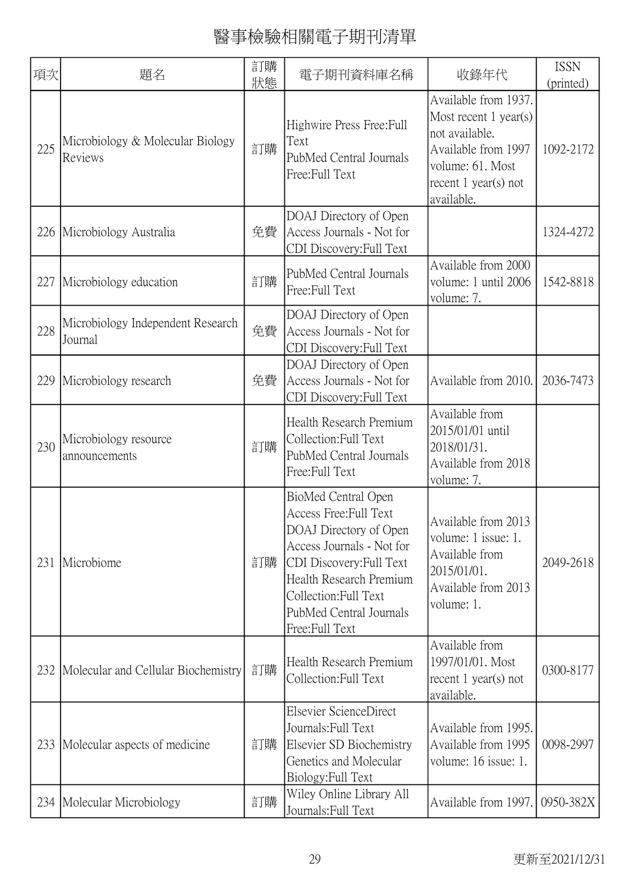# 醫事檢驗相關電子期刊清單

| 項次 | 題名 | 訂購狀態 | 電子期刊資料庫名稱 | 收錄年代 | ISSN (printed) |
|---|---|---|---|---|---|
| 225 | Microbiology & Molecular Biology Reviews | 訂購 | Highwire Press Free:Full Text<br>PubMed Central Journals Free:Full Text | Available from 1937. Most recent 1 year(s) not available.<br>Available from 1997 volume: 61. Most recent 1 year(s) not available. | 1092-2172 |
| 226 | Microbiology Australia | 免費 | DOAJ Directory of Open Access Journals - Not for CDI Discovery:Full Text | | 1324-4272 |
| 227 | Microbiology education | 訂購 | PubMed Central Journals Free:Full Text | Available from 2000 volume: 1 until 2006 volume: 7. | 1542-8818 |
| 228 | Microbiology Independent Research Journal | 免費 | DOAJ Directory of Open Access Journals - Not for CDI Discovery:Full Text | | |
| 229 | Microbiology research | 免費 | DOAJ Directory of Open Access Journals - Not for CDI Discovery:Full Text | Available from 2010. | 2036-7473 |
| 230 | Microbiology resource announcements | 訂購 | Health Research Premium Collection:Full Text<br>PubMed Central Journals Free:Full Text | Available from 2015/01/01 until 2018/01/31.<br>Available from 2018 volume: 7. | |
| 231 | Microbiome | 訂購 | BioMed Central Open Access Free:Full Text<br>DOAJ Directory of Open Access Journals - Not for CDI Discovery:Full Text<br>Health Research Premium Collection:Full Text<br>PubMed Central Journals Free:Full Text | Available from 2013 volume: 1 issue: 1.<br>Available from 2015/01/01.<br>Available from 2013 volume: 1. | 2049-2618 |
| 232 | Molecular and Cellular Biochemistry | 訂購 | Health Research Premium Collection:Full Text | Available from 1997/01/01. Most recent 1 year(s) not available. | 0300-8177 |
| 233 | Molecular aspects of medicine | 訂購 | Elsevier ScienceDirect Journals:Full Text<br>Elsevier SD Biochemistry Genetics and Molecular Biology:Full Text | Available from 1995.<br>Available from 1995 volume: 16 issue: 1. | 0098-2997 |
| 234 | Molecular Microbiology | 訂購 | Wiley Online Library All Journals:Full Text | Available from 1997. | 0950-382X |

更新至2021/12/31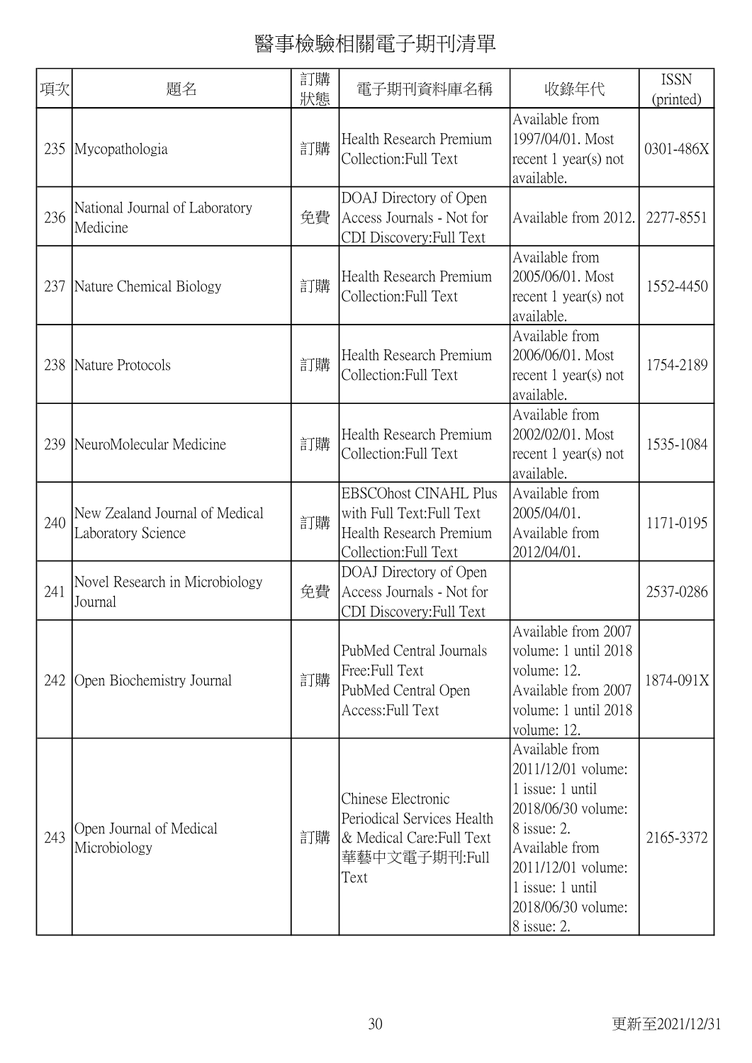# 醫事檢驗相關電子期刊清單

| 項次 | 題名 | 訂購狀態 | 電子期刊資料庫名稱 | 收錄年代 | ISSN (printed) |
|---|---|---|---|---|---|
| 235 | Mycopathologia | 訂購 | Health Research Premium Collection:Full Text | Available from 1997/04/01. Most recent 1 year(s) not available. | 0301-486X |
| 236 | National Journal of Laboratory Medicine | 免費 | DOAJ Directory of Open Access Journals - Not for CDI Discovery:Full Text | Available from 2012. | 2277-8551 |
| 237 | Nature Chemical Biology | 訂購 | Health Research Premium Collection:Full Text | Available from 2005/06/01. Most recent 1 year(s) not available. | 1552-4450 |
| 238 | Nature Protocols | 訂購 | Health Research Premium Collection:Full Text | Available from 2006/06/01. Most recent 1 year(s) not available. | 1754-2189 |
| 239 | NeuroMolecular Medicine | 訂購 | Health Research Premium Collection:Full Text | Available from 2002/02/01. Most recent 1 year(s) not available. | 1535-1084 |
| 240 | New Zealand Journal of Medical Laboratory Science | 訂購 | EBSCOhost CINAHL Plus with Full Text:Full Text<br>Health Research Premium Collection:Full Text | Available from 2005/04/01.<br>Available from 2012/04/01. | 1171-0195 |
| 241 | Novel Research in Microbiology Journal | 免費 | DOAJ Directory of Open Access Journals - Not for CDI Discovery:Full Text | | 2537-0286 |
| 242 | Open Biochemistry Journal | 訂購 | PubMed Central Journals Free:Full Text<br>PubMed Central Open Access:Full Text | Available from 2007 volume: 1 until 2018 volume: 12.<br>Available from 2007 volume: 1 until 2018 volume: 12. | 1874-091X |
| 243 | Open Journal of Medical Microbiology | 訂購 | Chinese Electronic Periodical Services Health & Medical Care:Full Text<br>華藝中文電子期刊:Full Text | Available from 2011/12/01 volume: 1 issue: 1 until 2018/06/30 volume: 8 issue: 2.<br>Available from 2011/12/01 volume: 1 issue: 1 until 2018/06/30 volume: 8 issue: 2. | 2165-3372 |

更新至2021/12/31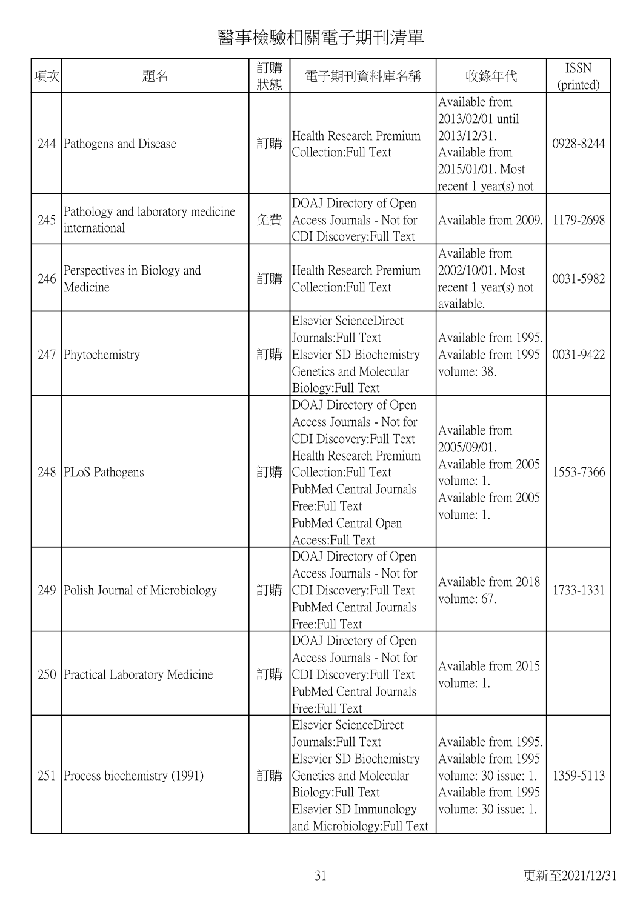# 醫事檢驗相關電子期刊清單

| 項次 | 題名 | 訂購狀態 | 電子期刊資料庫名稱 | 收錄年代 | ISSN (printed) |
|---|---|---|---|---|---|
| 244 | Pathogens and Disease | 訂購 | Health Research Premium Collection:Full Text | Available from 2013/02/01 until 2013/12/31. Available from 2015/01/01. Most recent 1 year(s) not | 0928-8244 |
| 245 | Pathology and laboratory medicine international | 免費 | DOAJ Directory of Open Access Journals - Not for CDI Discovery:Full Text | Available from 2009. | 1179-2698 |
| 246 | Perspectives in Biology and Medicine | 訂購 | Health Research Premium Collection:Full Text | Available from 2002/10/01. Most recent 1 year(s) not available. | 0031-5982 |
| 247 | Phytochemistry | 訂購 | Elsevier ScienceDirect Journals:Full Text<br>Elsevier SD Biochemistry Genetics and Molecular Biology:Full Text | Available from 1995.<br>Available from 1995 volume: 38. | 0031-9422 |
| 248 | PLoS Pathogens | 訂購 | DOAJ Directory of Open Access Journals - Not for CDI Discovery:Full Text<br>Health Research Premium Collection:Full Text<br>PubMed Central Journals Free:Full Text<br>PubMed Central Open Access:Full Text | Available from 2005/09/01.<br>Available from 2005 volume: 1.<br>Available from 2005 volume: 1. | 1553-7366 |
| 249 | Polish Journal of Microbiology | 訂購 | DOAJ Directory of Open Access Journals - Not for CDI Discovery:Full Text<br>PubMed Central Journals Free:Full Text | Available from 2018 volume: 67. | 1733-1331 |
| 250 | Practical Laboratory Medicine | 訂購 | DOAJ Directory of Open Access Journals - Not for CDI Discovery:Full Text<br>PubMed Central Journals Free:Full Text | Available from 2015 volume: 1. | |
| 251 | Process biochemistry (1991) | 訂購 | Elsevier ScienceDirect Journals:Full Text<br>Elsevier SD Biochemistry Genetics and Molecular Biology:Full Text<br>Elsevier SD Immunology and Microbiology:Full Text | Available from 1995.<br>Available from 1995 volume: 30 issue: 1.<br>Available from 1995 volume: 30 issue: 1. | 1359-5113 |

更新至2021/12/31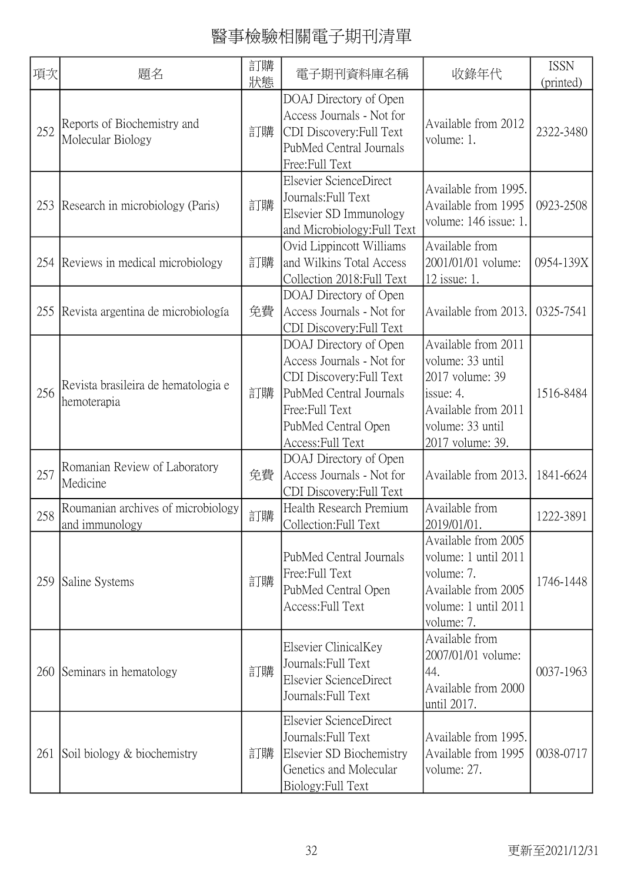# 醫事檢驗相關電子期刊清單

| 項次 | 題名 | 訂購狀態 | 電子期刊資料庫名稱 | 收錄年代 | ISSN (printed) |
|---|---|---|---|---|---|
| 252 | Reports of Biochemistry and Molecular Biology | 訂購 | DOAJ Directory of Open Access Journals - Not for CDI Discovery:Full Text<br>PubMed Central Journals Free:Full Text | Available from 2012 volume: 1. | 2322-3480 |
| 253 | Research in microbiology (Paris) | 訂購 | Elsevier ScienceDirect Journals:Full Text<br>Elsevier SD Immunology and Microbiology:Full Text | Available from 1995.<br>Available from 1995 volume: 146 issue: 1. | 0923-2508 |
| 254 | Reviews in medical microbiology | 訂購 | Ovid Lippincott Williams and Wilkins Total Access Collection 2018:Full Text | Available from 2001/01/01 volume: 12 issue: 1. | 0954-139X |
| 255 | Revista argentina de microbiología | 免費 | DOAJ Directory of Open Access Journals - Not for CDI Discovery:Full Text | Available from 2013. | 0325-7541 |
| 256 | Revista brasileira de hematologia e hemoterapia | 訂購 | DOAJ Directory of Open Access Journals - Not for CDI Discovery:Full Text<br>PubMed Central Journals Free:Full Text<br>PubMed Central Open Access:Full Text | Available from 2011 volume: 33 until 2017 volume: 39 issue: 4.<br>Available from 2011 volume: 33 until 2017 volume: 39. | 1516-8484 |
| 257 | Romanian Review of Laboratory Medicine | 免費 | DOAJ Directory of Open Access Journals - Not for CDI Discovery:Full Text | Available from 2013. | 1841-6624 |
| 258 | Roumanian archives of microbiology and immunology | 訂購 | Health Research Premium Collection:Full Text | Available from 2019/01/01. | 1222-3891 |
| 259 | Saline Systems | 訂購 | PubMed Central Journals Free:Full Text<br>PubMed Central Open Access:Full Text | Available from 2005 volume: 1 until 2011 volume: 7.<br>Available from 2005 volume: 1 until 2011 volume: 7. | 1746-1448 |
| 260 | Seminars in hematology | 訂購 | Elsevier ClinicalKey Journals:Full Text<br>Elsevier ScienceDirect Journals:Full Text | Available from 2007/01/01 volume: 44.<br>Available from 2000 until 2017. | 0037-1963 |
| 261 | Soil biology & biochemistry | 訂購 | Elsevier ScienceDirect Journals:Full Text<br>Elsevier SD Biochemistry Genetics and Molecular Biology:Full Text | Available from 1995.<br>Available from 1995 volume: 27. | 0038-0717 |

更新至2021/12/31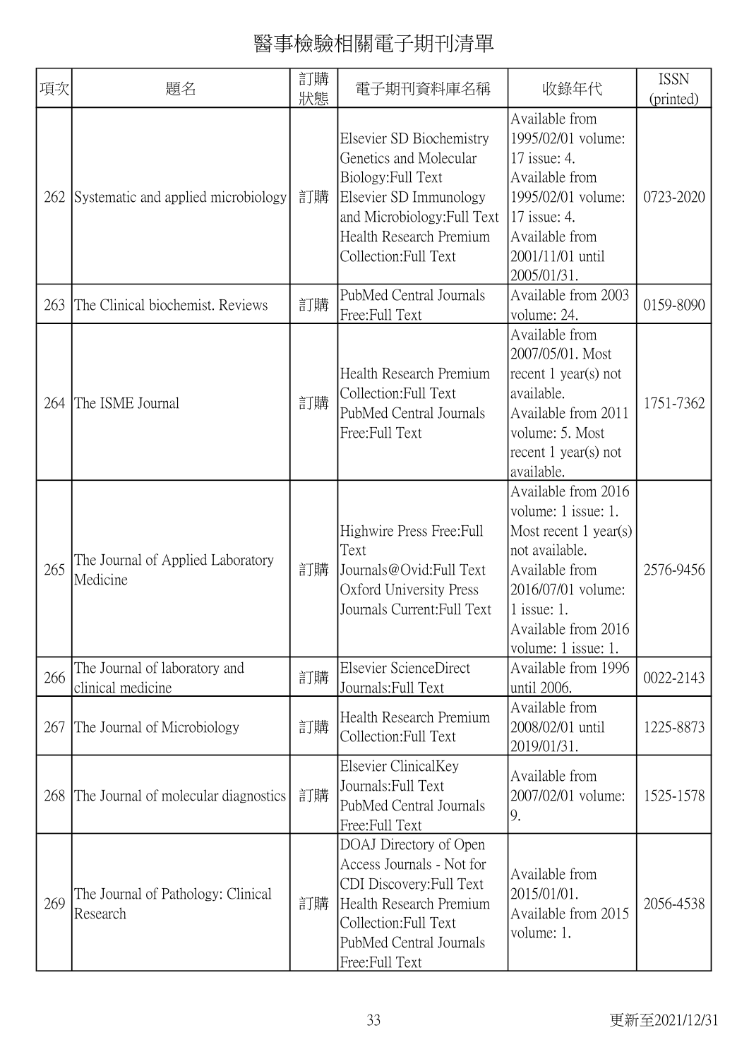# 醫事檢驗相關電子期刊清單

| 項次 | 題名 | 訂購狀態 | 電子期刊資料庫名稱 | 收錄年代 | ISSN (printed) |
|---|---|---|---|---|---|
| 262 | Systematic and applied microbiology | 訂購 | Elsevier SD Biochemistry Genetics and Molecular Biology:Full Text<br>Elsevier SD Immunology and Microbiology:Full Text<br>Health Research Premium Collection:Full Text | Available from 1995/02/01 volume: 17 issue: 4.<br>Available from 1995/02/01 volume: 17 issue: 4.<br>Available from 2001/11/01 until 2005/01/31. | 0723-2020 |
| 263 | The Clinical biochemist. Reviews | 訂購 | PubMed Central Journals Free:Full Text | Available from 2003 volume: 24. | 0159-8090 |
| 264 | The ISME Journal | 訂購 | Health Research Premium Collection:Full Text<br>PubMed Central Journals Free:Full Text | Available from 2007/05/01. Most recent 1 year(s) not available.<br>Available from 2011 volume: 5. Most recent 1 year(s) not available. | 1751-7362 |
| 265 | The Journal of Applied Laboratory Medicine | 訂購 | Highwire Press Free:Full Text<br>Journals@Ovid:Full Text<br>Oxford University Press Journals Current:Full Text | Available from 2016 volume: 1 issue: 1. Most recent 1 year(s) not available.<br>Available from 2016/07/01 volume: 1 issue: 1.<br>Available from 2016 volume: 1 issue: 1. | 2576-9456 |
| 266 | The Journal of laboratory and clinical medicine | 訂購 | Elsevier ScienceDirect Journals:Full Text | Available from 1996 until 2006. | 0022-2143 |
| 267 | The Journal of Microbiology | 訂購 | Health Research Premium Collection:Full Text | Available from 2008/02/01 until 2019/01/31. | 1225-8873 |
| 268 | The Journal of molecular diagnostics | 訂購 | Elsevier ClinicalKey Journals:Full Text<br>PubMed Central Journals Free:Full Text | Available from 2007/02/01 volume: 9. | 1525-1578 |
| 269 | The Journal of Pathology: Clinical Research | 訂購 | DOAJ Directory of Open Access Journals - Not for CDI Discovery:Full Text<br>Health Research Premium Collection:Full Text<br>PubMed Central Journals Free:Full Text | Available from 2015/01/01.<br>Available from 2015 volume: 1. | 2056-4538 |

更新至2021/12/31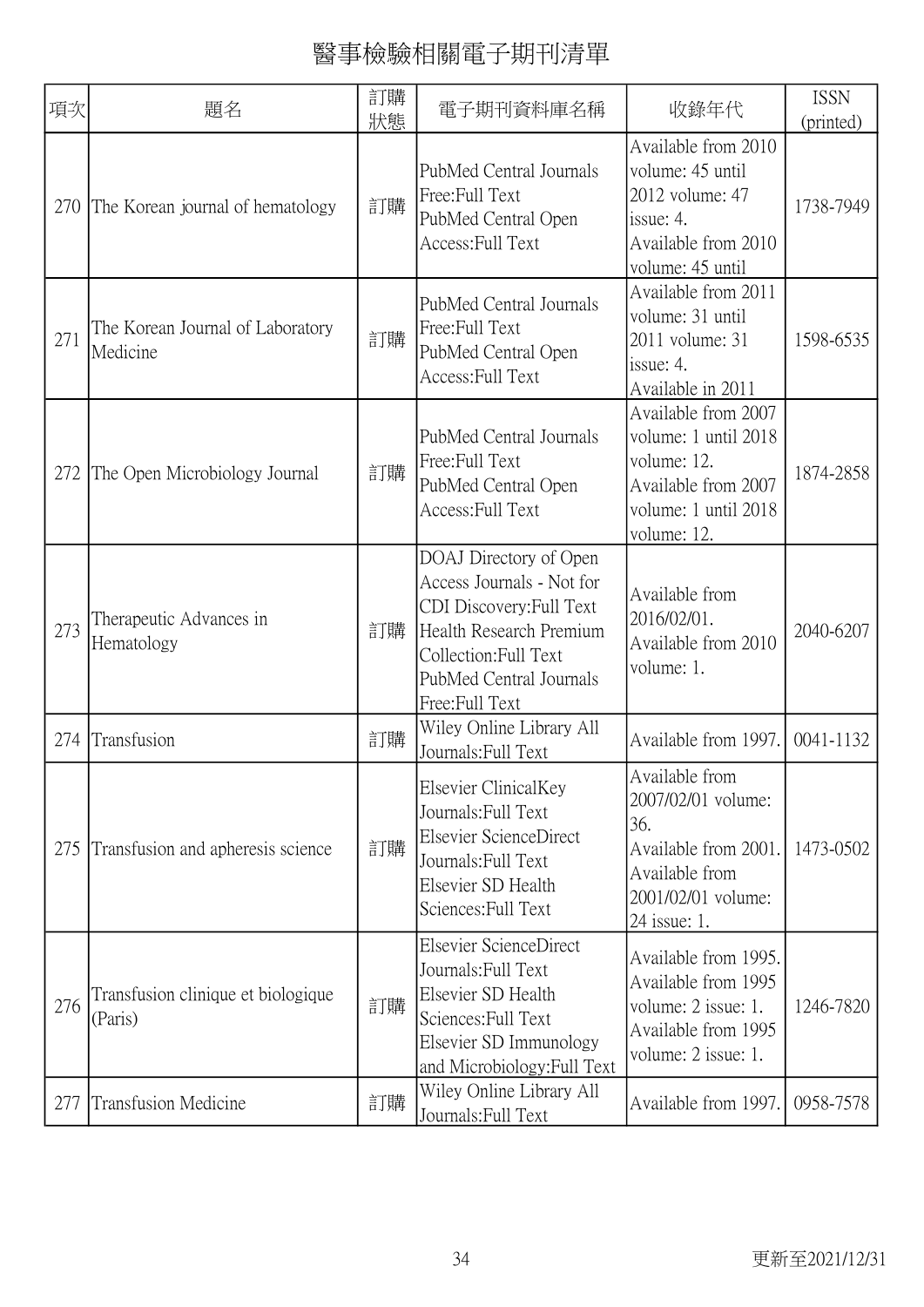# 醫事檢驗相關電子期刊清單

| 項次 | 題名 | 訂購狀態 | 電子期刊資料庫名稱 | 收錄年代 | ISSN (printed) |
|---|---|---|---|---|---|
| 270 | The Korean journal of hematology | 訂購 | PubMed Central Journals Free:Full Text PubMed Central Open Access:Full Text | Available from 2010 volume: 45 until 2012 volume: 47 issue: 4. Available from 2010 volume: 45 until | 1738-7949 |
| 271 | The Korean Journal of Laboratory Medicine | 訂購 | PubMed Central Journals Free:Full Text PubMed Central Open Access:Full Text | Available from 2011 volume: 31 until 2011 volume: 31 issue: 4. Available in 2011 | 1598-6535 |
| 272 | The Open Microbiology Journal | 訂購 | PubMed Central Journals Free:Full Text PubMed Central Open Access:Full Text | Available from 2007 volume: 1 until 2018 volume: 12. Available from 2007 volume: 1 until 2018 volume: 12. | 1874-2858 |
| 273 | Therapeutic Advances in Hematology | 訂購 | DOAJ Directory of Open Access Journals - Not for CDI Discovery:Full Text Health Research Premium Collection:Full Text PubMed Central Journals Free:Full Text | Available from 2016/02/01. Available from 2010 volume: 1. | 2040-6207 |
| 274 | Transfusion | 訂購 | Wiley Online Library All Journals:Full Text | Available from 1997. | 0041-1132 |
| 275 | Transfusion and apheresis science | 訂購 | Elsevier ClinicalKey Journals:Full Text Elsevier ScienceDirect Journals:Full Text Elsevier SD Health Sciences:Full Text | Available from 2007/02/01 volume: 36. Available from 2001. Available from 2001/02/01 volume: 24 issue: 1. | 1473-0502 |
| 276 | Transfusion clinique et biologique (Paris) | 訂購 | Elsevier ScienceDirect Journals:Full Text Elsevier SD Health Sciences:Full Text Elsevier SD Immunology and Microbiology:Full Text | Available from 1995. Available from 1995 volume: 2 issue: 1. Available from 1995 volume: 2 issue: 1. | 1246-7820 |
| 277 | Transfusion Medicine | 訂購 | Wiley Online Library All Journals:Full Text | Available from 1997. | 0958-7578 |

更新至2021/12/31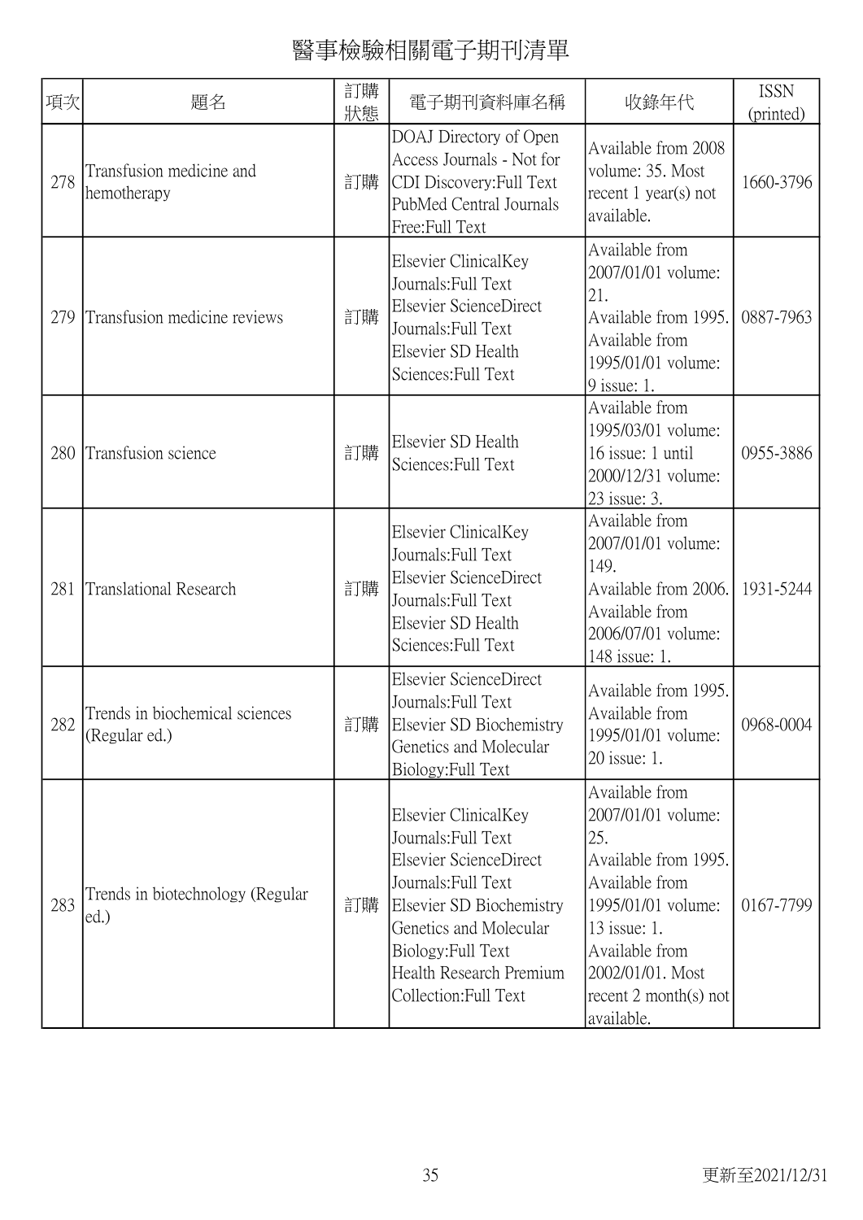# 醫事檢驗相關電子期刊清單

| 項次 | 題名 | 訂購狀態 | 電子期刊資料庫名稱 | 收錄年代 | ISSN (printed) |
| --- | --- | --- | --- | --- | --- |
| 278 | Transfusion medicine and hemotherapy | 訂購 | DOAJ Directory of Open Access Journals - Not for CDI Discovery:Full Text PubMed Central Journals Free:Full Text | Available from 2008 volume: 35. Most recent 1 year(s) not available. | 1660-3796 |
| 279 | Transfusion medicine reviews | 訂購 | Elsevier ClinicalKey Journals:Full Text Elsevier ScienceDirect Journals:Full Text Elsevier SD Health Sciences:Full Text | Available from 2007/01/01 volume: 21. Available from 1995. Available from 1995/01/01 volume: 9 issue: 1. | 0887-7963 |
| 280 | Transfusion science | 訂購 | Elsevier SD Health Sciences:Full Text | Available from 1995/03/01 volume: 16 issue: 1 until 2000/12/31 volume: 23 issue: 3. | 0955-3886 |
| 281 | Translational Research | 訂購 | Elsevier ClinicalKey Journals:Full Text Elsevier ScienceDirect Journals:Full Text Elsevier SD Health Sciences:Full Text | Available from 2007/01/01 volume: 149. Available from 2006. Available from 2006/07/01 volume: 148 issue: 1. | 1931-5244 |
| 282 | Trends in biochemical sciences (Regular ed.) | 訂購 | Elsevier ScienceDirect Journals:Full Text Elsevier SD Biochemistry Genetics and Molecular Biology:Full Text | Available from 1995. Available from 1995/01/01 volume: 20 issue: 1. | 0968-0004 |
| 283 | Trends in biotechnology (Regular ed.) | 訂購 | Elsevier ClinicalKey Journals:Full Text Elsevier ScienceDirect Journals:Full Text Elsevier SD Biochemistry Genetics and Molecular Biology:Full Text Health Research Premium Collection:Full Text | Available from 2007/01/01 volume: 25. Available from 1995. Available from 1995/01/01 volume: 13 issue: 1. Available from 2002/01/01. Most recent 2 month(s) not available. | 0167-7799 |

更新至2021/12/31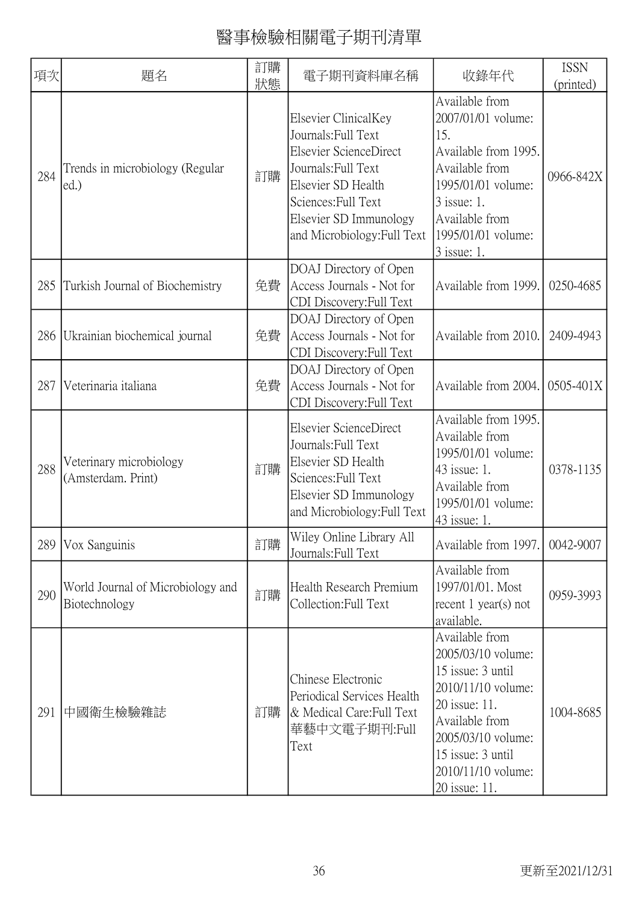# 醫事檢驗相關電子期刊清單

| 項次 | 題名 | 訂購狀態 | 電子期刊資料庫名稱 | 收錄年代 | ISSN (printed) |
|---|---|---|---|---|---|
| 284 | Trends in microbiology (Regular ed.) | 訂購 | Elsevier ClinicalKey Journals:Full Text<br>Elsevier ScienceDirect Journals:Full Text<br>Elsevier SD Health Sciences:Full Text<br>Elsevier SD Immunology and Microbiology:Full Text | Available from 2007/01/01 volume: 15.<br>Available from 1995.<br>Available from 1995/01/01 volume: 3 issue: 1.<br>Available from 1995/01/01 volume: 3 issue: 1. | 0966-842X |
| 285 | Turkish Journal of Biochemistry | 免費 | DOAJ Directory of Open Access Journals - Not for CDI Discovery:Full Text | Available from 1999. | 0250-4685 |
| 286 | Ukrainian biochemical journal | 免費 | DOAJ Directory of Open Access Journals - Not for CDI Discovery:Full Text | Available from 2010. | 2409-4943 |
| 287 | Veterinaria italiana | 免費 | DOAJ Directory of Open Access Journals - Not for CDI Discovery:Full Text | Available from 2004. | 0505-401X |
| 288 | Veterinary microbiology (Amsterdam. Print) | 訂購 | Elsevier ScienceDirect Journals:Full Text<br>Elsevier SD Health Sciences:Full Text<br>Elsevier SD Immunology and Microbiology:Full Text | Available from 1995.<br>Available from 1995/01/01 volume: 43 issue: 1.<br>Available from 1995/01/01 volume: 43 issue: 1. | 0378-1135 |
| 289 | Vox Sanguinis | 訂購 | Wiley Online Library All Journals:Full Text | Available from 1997. | 0042-9007 |
| 290 | World Journal of Microbiology and Biotechnology | 訂購 | Health Research Premium Collection:Full Text | Available from 1997/01/01. Most recent 1 year(s) not available. | 0959-3993 |
| 291 | 中國衛生檢驗雜誌 | 訂購 | Chinese Electronic Periodical Services Health & Medical Care:Full Text<br>華藝中文電子期刊:Full Text | Available from 2005/03/10 volume: 15 issue: 3 until 2010/11/10 volume: 20 issue: 11.<br>Available from 2005/03/10 volume: 15 issue: 3 until 2010/11/10 volume: 20 issue: 11. | 1004-8685 |

更新至2021/12/31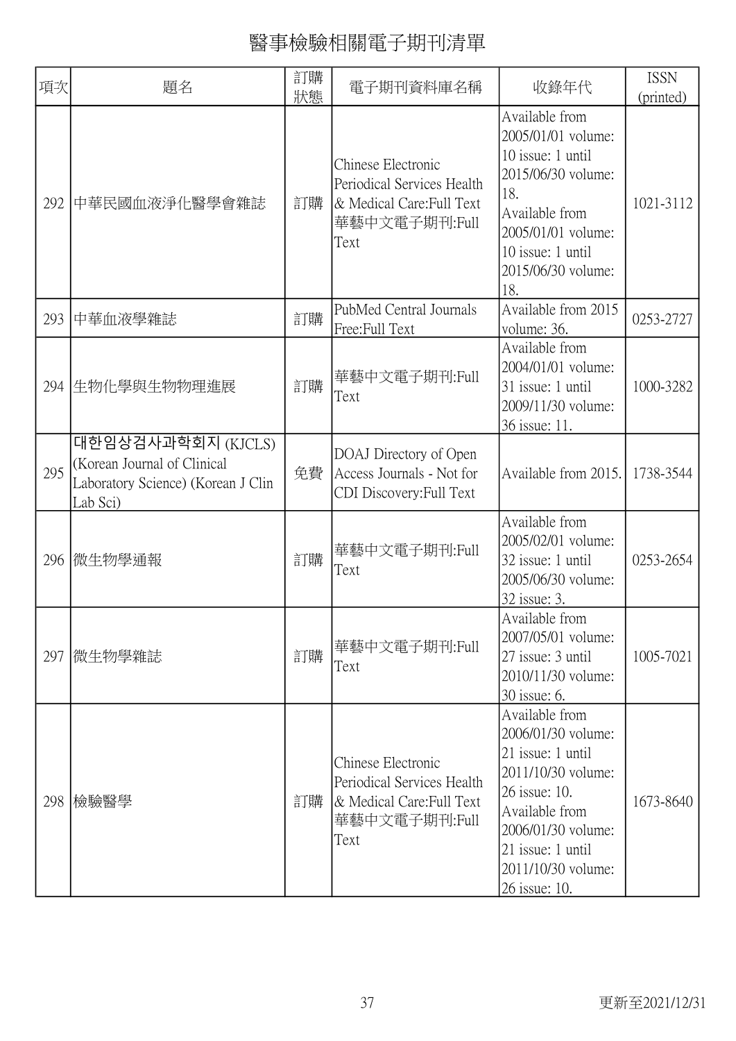# 醫事檢驗相關電子期刊清單

| 項次 | 題名 | 訂購狀態 | 電子期刊資料庫名稱 | 收錄年代 | ISSN (printed) |
|---|---|---|---|---|---|
| 292 | 中華民國血液淨化醫學會雜誌 | 訂購 | Chinese Electronic Periodical Services Health & Medical Care:Full Text 華藝中文電子期刊:Full Text | Available from 2005/01/01 volume: 10 issue: 1 until 2015/06/30 volume: 18. Available from 2005/01/01 volume: 10 issue: 1 until 2015/06/30 volume: 18. | 1021-3112 |
| 293 | 中華血液學雜誌 | 訂購 | PubMed Central Journals Free:Full Text | Available from 2015 volume: 36. | 0253-2727 |
| 294 | 生物化學與生物物理進展 | 訂購 | 華藝中文電子期刊:Full Text | Available from 2004/01/01 volume: 31 issue: 1 until 2009/11/30 volume: 36 issue: 11. | 1000-3282 |
| 295 | 대한임상검사과학회지 (KJCLS) (Korean Journal of Clinical Laboratory Science) (Korean J Clin Lab Sci) | 免費 | DOAJ Directory of Open Access Journals - Not for CDI Discovery:Full Text | Available from 2015. | 1738-3544 |
| 296 | 微生物學通報 | 訂購 | 華藝中文電子期刊:Full Text | Available from 2005/02/01 volume: 32 issue: 1 until 2005/06/30 volume: 32 issue: 3. | 0253-2654 |
| 297 | 微生物學雜誌 | 訂購 | 華藝中文電子期刊:Full Text | Available from 2007/05/01 volume: 27 issue: 3 until 2010/11/30 volume: 30 issue: 6. | 1005-7021 |
| 298 | 檢驗醫學 | 訂購 | Chinese Electronic Periodical Services Health & Medical Care:Full Text 華藝中文電子期刊:Full Text | Available from 2006/01/30 volume: 21 issue: 1 until 2011/10/30 volume: 26 issue: 10. Available from 2006/01/30 volume: 21 issue: 1 until 2011/10/30 volume: 26 issue: 10. | 1673-8640 |

更新至2021/12/31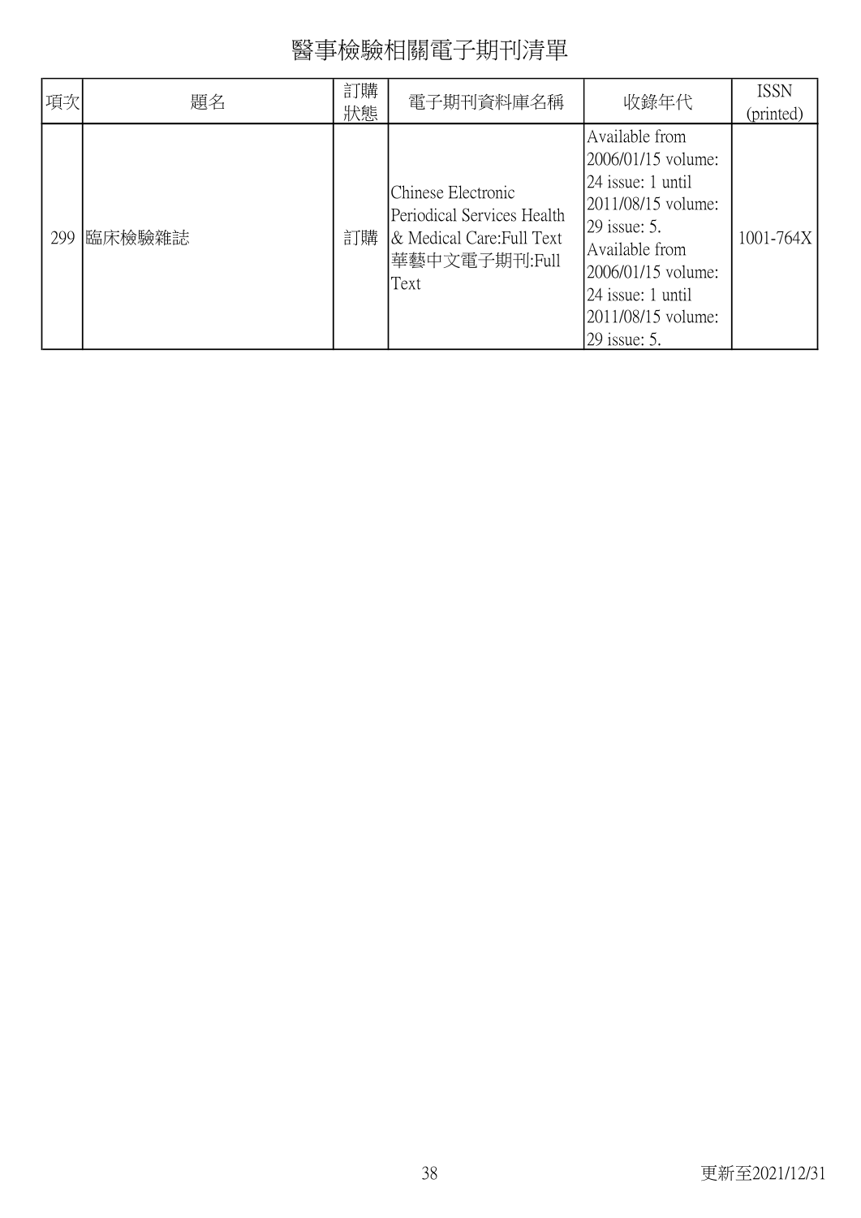# 醫事檢驗相關電子期刊清單

| 項次 | 題名 | 訂購狀態 | 電子期刊資料庫名稱 | 收錄年代 | ISSN (printed) |
|---|---|---|---|---|---|
| 299 | 臨床檢驗雜誌 | 訂購 | Chinese Electronic Periodical Services Health & Medical Care:Full Text 華藝中文電子期刊:Full Text | Available from 2006/01/15 volume: 24 issue: 1 until 2011/08/15 volume: 29 issue: 5. Available from 2006/01/15 volume: 24 issue: 1 until 2011/08/15 volume: 29 issue: 5. | 1001-764X |

更新至2021/12/31